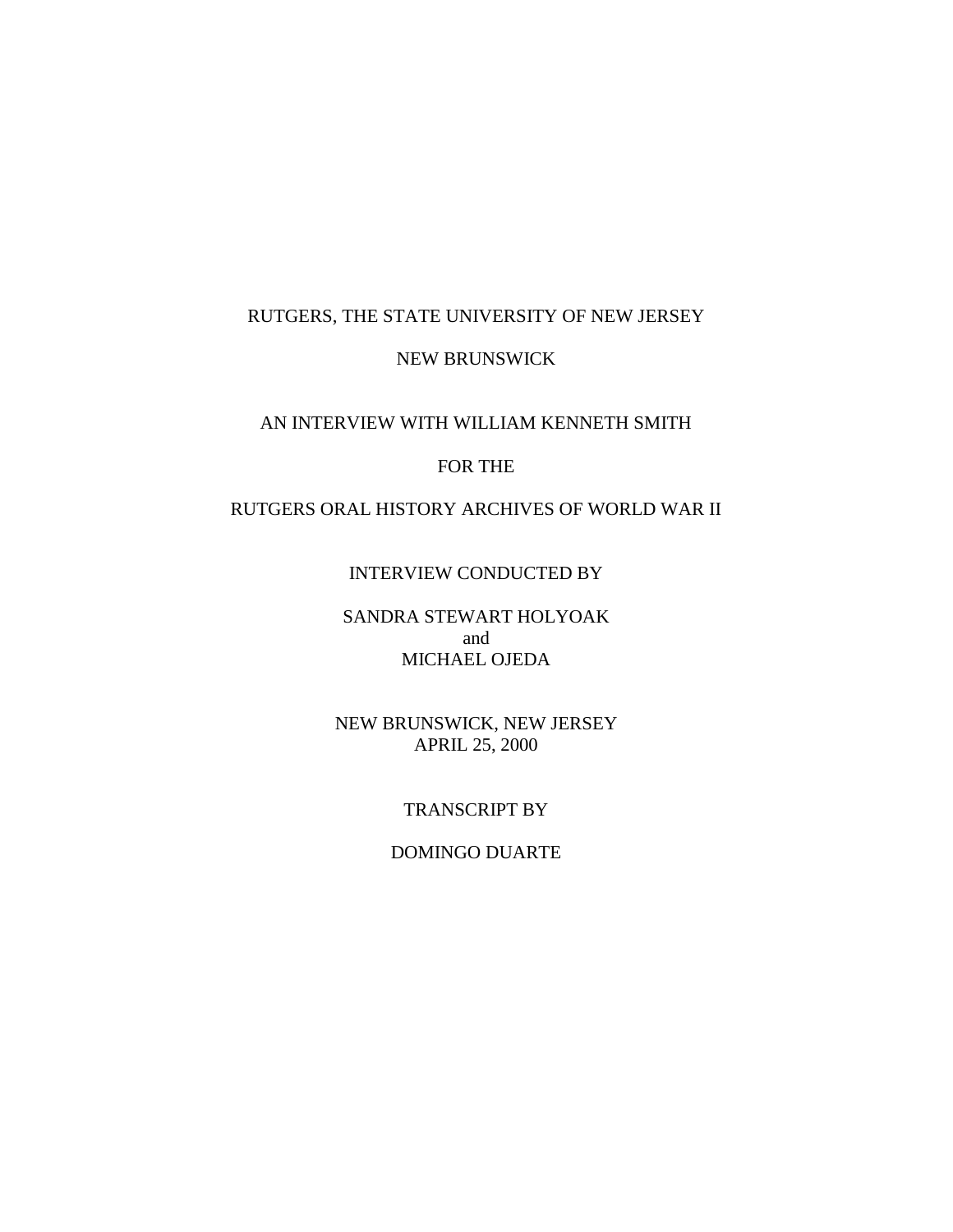RUTGERS, THE STATE UNIVERSITY OF NEW JERSEY

NEW BRUNSWICK

AN INTERVIEW WITH WILLIAM KENNETH SMITH

FOR THE

RUTGERS ORAL HISTORY ARCHIVES OF WORLD WAR II

INTERVIEW CONDUCTED BY

SANDRA STEWART HOLYOAK
and
MICHAEL OJEDA

NEW BRUNSWICK, NEW JERSEY
APRIL 25, 2000

TRANSCRIPT BY

DOMINGO DUARTE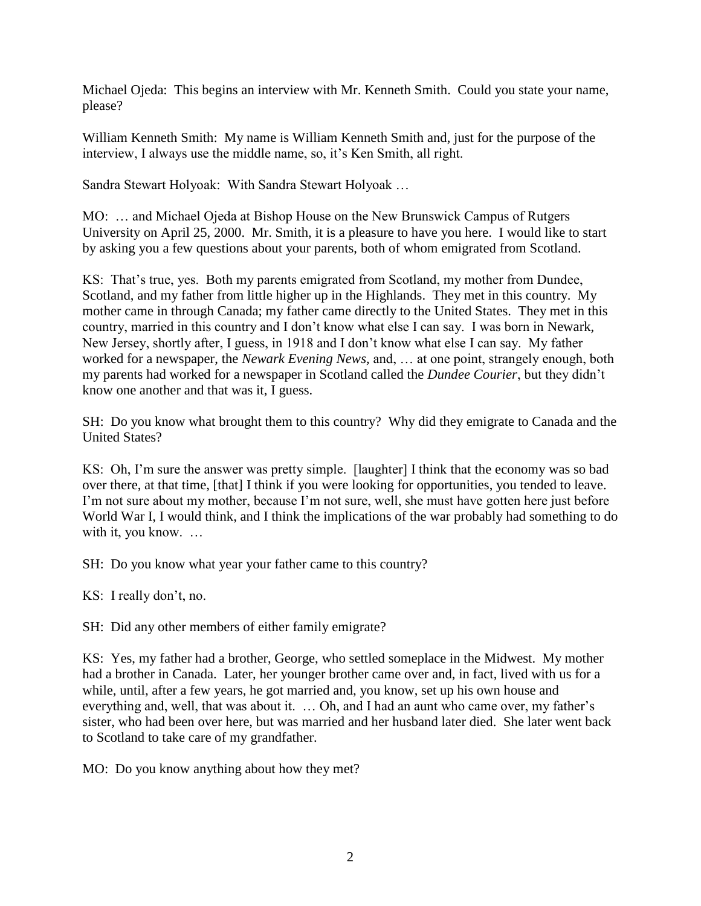Michael Ojeda: This begins an interview with Mr. Kenneth Smith. Could you state your name, please?

William Kenneth Smith: My name is William Kenneth Smith and, just for the purpose of the interview, I always use the middle name, so, it's Ken Smith, all right.

Sandra Stewart Holyoak: With Sandra Stewart Holyoak …

MO: … and Michael Ojeda at Bishop House on the New Brunswick Campus of Rutgers University on April 25, 2000. Mr. Smith, it is a pleasure to have you here. I would like to start by asking you a few questions about your parents, both of whom emigrated from Scotland.

KS: That's true, yes. Both my parents emigrated from Scotland, my mother from Dundee, Scotland, and my father from little higher up in the Highlands. They met in this country. My mother came in through Canada; my father came directly to the United States. They met in this country, married in this country and I don't know what else I can say. I was born in Newark, New Jersey, shortly after, I guess, in 1918 and I don't know what else I can say. My father worked for a newspaper, the *Newark Evening News,* and, … at one point, strangely enough, both my parents had worked for a newspaper in Scotland called the *Dundee Courier*, but they didn't know one another and that was it, I guess.

SH: Do you know what brought them to this country? Why did they emigrate to Canada and the United States?

KS: Oh, I'm sure the answer was pretty simple. [laughter] I think that the economy was so bad over there, at that time, [that] I think if you were looking for opportunities, you tended to leave. I'm not sure about my mother, because I'm not sure, well, she must have gotten here just before World War I, I would think, and I think the implications of the war probably had something to do with it, you know. …

SH: Do you know what year your father came to this country?

KS: I really don't, no.

SH: Did any other members of either family emigrate?

KS: Yes, my father had a brother, George, who settled someplace in the Midwest. My mother had a brother in Canada. Later, her younger brother came over and, in fact, lived with us for a while, until, after a few years, he got married and, you know, set up his own house and everything and, well, that was about it. … Oh, and I had an aunt who came over, my father's sister, who had been over here, but was married and her husband later died. She later went back to Scotland to take care of my grandfather.

MO: Do you know anything about how they met?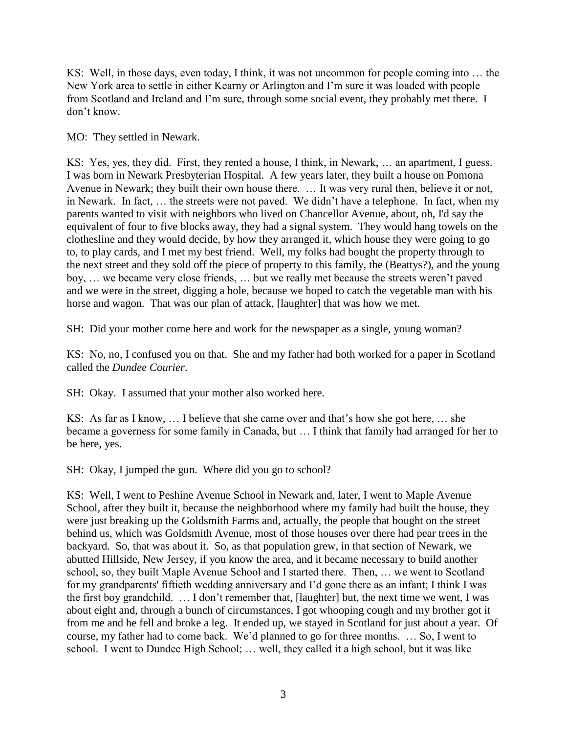KS: Well, in those days, even today, I think, it was not uncommon for people coming into … the New York area to settle in either Kearny or Arlington and I'm sure it was loaded with people from Scotland and Ireland and I'm sure, through some social event, they probably met there. I don't know.

MO: They settled in Newark.

KS: Yes, yes, they did. First, they rented a house, I think, in Newark, … an apartment, I guess. I was born in Newark Presbyterian Hospital. A few years later, they built a house on Pomona Avenue in Newark; they built their own house there. … It was very rural then, believe it or not, in Newark. In fact, … the streets were not paved. We didn't have a telephone. In fact, when my parents wanted to visit with neighbors who lived on Chancellor Avenue, about, oh, I'd say the equivalent of four to five blocks away, they had a signal system. They would hang towels on the clothesline and they would decide, by how they arranged it, which house they were going to go to, to play cards, and I met my best friend. Well, my folks had bought the property through to the next street and they sold off the piece of property to this family, the (Beattys?), and the young boy, … we became very close friends, … but we really met because the streets weren't paved and we were in the street, digging a hole, because we hoped to catch the vegetable man with his horse and wagon. That was our plan of attack, [laughter] that was how we met.

SH: Did your mother come here and work for the newspaper as a single, young woman?

KS: No, no, I confused you on that. She and my father had both worked for a paper in Scotland called the *Dundee Courier*.

SH: Okay. I assumed that your mother also worked here.

KS: As far as I know, … I believe that she came over and that's how she got here, … she became a governess for some family in Canada, but … I think that family had arranged for her to be here, yes.

SH: Okay, I jumped the gun. Where did you go to school?

KS: Well, I went to Peshine Avenue School in Newark and, later, I went to Maple Avenue School, after they built it, because the neighborhood where my family had built the house, they were just breaking up the Goldsmith Farms and, actually, the people that bought on the street behind us, which was Goldsmith Avenue, most of those houses over there had pear trees in the backyard. So, that was about it. So, as that population grew, in that section of Newark, we abutted Hillside, New Jersey, if you know the area, and it became necessary to build another school, so, they built Maple Avenue School and I started there. Then, … we went to Scotland for my grandparents' fiftieth wedding anniversary and I'd gone there as an infant; I think I was the first boy grandchild. … I don't remember that, [laughter] but, the next time we went, I was about eight and, through a bunch of circumstances, I got whooping cough and my brother got it from me and he fell and broke a leg. It ended up, we stayed in Scotland for just about a year. Of course, my father had to come back. We'd planned to go for three months. … So, I went to school. I went to Dundee High School; … well, they called it a high school, but it was like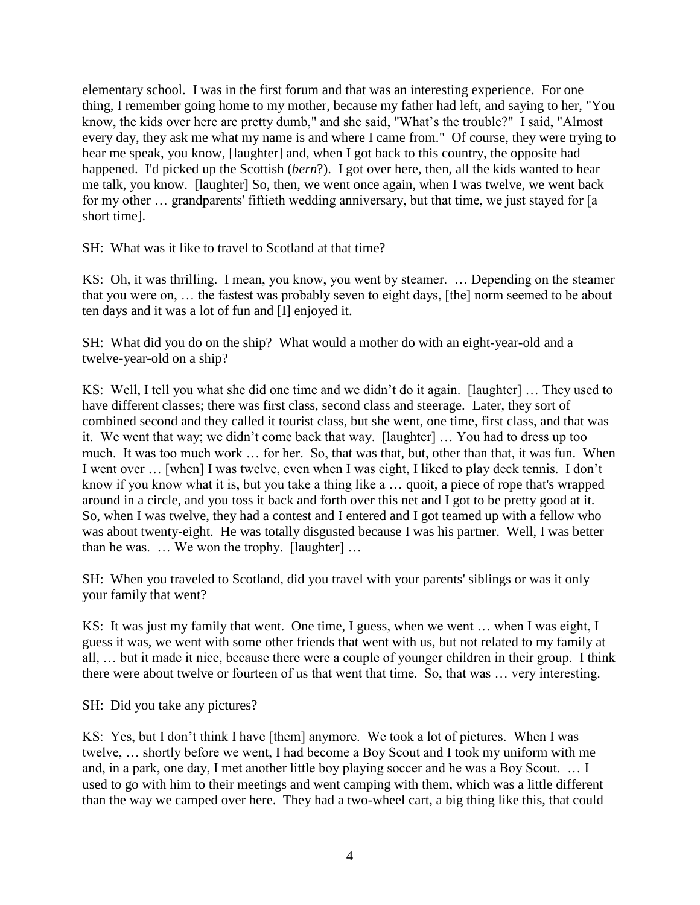elementary school. I was in the first forum and that was an interesting experience. For one thing, I remember going home to my mother, because my father had left, and saying to her, "You know, the kids over here are pretty dumb," and she said, "What's the trouble?" I said, "Almost every day, they ask me what my name is and where I came from." Of course, they were trying to hear me speak, you know, [laughter] and, when I got back to this country, the opposite had happened. I'd picked up the Scottish (*bern*?). I got over here, then, all the kids wanted to hear me talk, you know. [laughter] So, then, we went once again, when I was twelve, we went back for my other … grandparents' fiftieth wedding anniversary, but that time, we just stayed for [a short time].

SH: What was it like to travel to Scotland at that time?

KS: Oh, it was thrilling. I mean, you know, you went by steamer. … Depending on the steamer that you were on, … the fastest was probably seven to eight days, [the] norm seemed to be about ten days and it was a lot of fun and [I] enjoyed it.

SH: What did you do on the ship? What would a mother do with an eight-year-old and a twelve-year-old on a ship?

KS: Well, I tell you what she did one time and we didn't do it again. [laughter] … They used to have different classes; there was first class, second class and steerage. Later, they sort of combined second and they called it tourist class, but she went, one time, first class, and that was it. We went that way; we didn't come back that way. [laughter] … You had to dress up too much. It was too much work … for her. So, that was that, but, other than that, it was fun. When I went over … [when] I was twelve, even when I was eight, I liked to play deck tennis. I don't know if you know what it is, but you take a thing like a … quoit, a piece of rope that's wrapped around in a circle, and you toss it back and forth over this net and I got to be pretty good at it. So, when I was twelve, they had a contest and I entered and I got teamed up with a fellow who was about twenty-eight. He was totally disgusted because I was his partner. Well, I was better than he was. … We won the trophy. [laughter] …

SH: When you traveled to Scotland, did you travel with your parents' siblings or was it only your family that went?

KS: It was just my family that went. One time, I guess, when we went … when I was eight, I guess it was, we went with some other friends that went with us, but not related to my family at all, … but it made it nice, because there were a couple of younger children in their group. I think there were about twelve or fourteen of us that went that time. So, that was … very interesting.

SH: Did you take any pictures?

KS: Yes, but I don't think I have [them] anymore. We took a lot of pictures. When I was twelve, … shortly before we went, I had become a Boy Scout and I took my uniform with me and, in a park, one day, I met another little boy playing soccer and he was a Boy Scout. … I used to go with him to their meetings and went camping with them, which was a little different than the way we camped over here. They had a two-wheel cart, a big thing like this, that could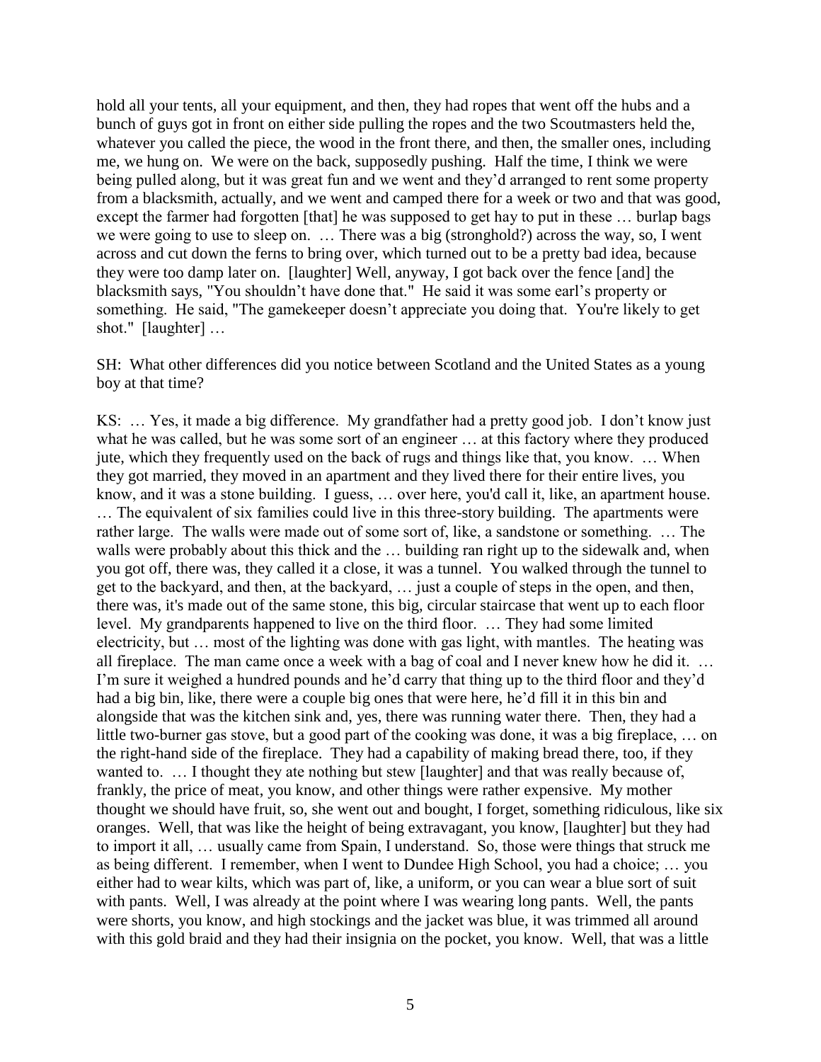hold all your tents, all your equipment, and then, they had ropes that went off the hubs and a bunch of guys got in front on either side pulling the ropes and the two Scoutmasters held the, whatever you called the piece, the wood in the front there, and then, the smaller ones, including me, we hung on. We were on the back, supposedly pushing. Half the time, I think we were being pulled along, but it was great fun and we went and they'd arranged to rent some property from a blacksmith, actually, and we went and camped there for a week or two and that was good, except the farmer had forgotten [that] he was supposed to get hay to put in these … burlap bags we were going to use to sleep on. … There was a big (stronghold?) across the way, so, I went across and cut down the ferns to bring over, which turned out to be a pretty bad idea, because they were too damp later on. [laughter] Well, anyway, I got back over the fence [and] the blacksmith says, "You shouldn't have done that." He said it was some earl's property or something. He said, "The gamekeeper doesn't appreciate you doing that. You're likely to get shot." [laughter] …

SH: What other differences did you notice between Scotland and the United States as a young boy at that time?

KS: … Yes, it made a big difference. My grandfather had a pretty good job. I don't know just what he was called, but he was some sort of an engineer … at this factory where they produced jute, which they frequently used on the back of rugs and things like that, you know. … When they got married, they moved in an apartment and they lived there for their entire lives, you know, and it was a stone building. I guess, … over here, you'd call it, like, an apartment house. … The equivalent of six families could live in this three-story building. The apartments were rather large. The walls were made out of some sort of, like, a sandstone or something. … The walls were probably about this thick and the … building ran right up to the sidewalk and, when you got off, there was, they called it a close, it was a tunnel. You walked through the tunnel to get to the backyard, and then, at the backyard, … just a couple of steps in the open, and then, there was, it's made out of the same stone, this big, circular staircase that went up to each floor level. My grandparents happened to live on the third floor. … They had some limited electricity, but … most of the lighting was done with gas light, with mantles. The heating was all fireplace. The man came once a week with a bag of coal and I never knew how he did it. … I'm sure it weighed a hundred pounds and he'd carry that thing up to the third floor and they'd had a big bin, like, there were a couple big ones that were here, he'd fill it in this bin and alongside that was the kitchen sink and, yes, there was running water there. Then, they had a little two-burner gas stove, but a good part of the cooking was done, it was a big fireplace, … on the right-hand side of the fireplace. They had a capability of making bread there, too, if they wanted to. … I thought they ate nothing but stew [laughter] and that was really because of, frankly, the price of meat, you know, and other things were rather expensive. My mother thought we should have fruit, so, she went out and bought, I forget, something ridiculous, like six oranges. Well, that was like the height of being extravagant, you know, [laughter] but they had to import it all, … usually came from Spain, I understand. So, those were things that struck me as being different. I remember, when I went to Dundee High School, you had a choice; … you either had to wear kilts, which was part of, like, a uniform, or you can wear a blue sort of suit with pants. Well, I was already at the point where I was wearing long pants. Well, the pants were shorts, you know, and high stockings and the jacket was blue, it was trimmed all around with this gold braid and they had their insignia on the pocket, you know. Well, that was a little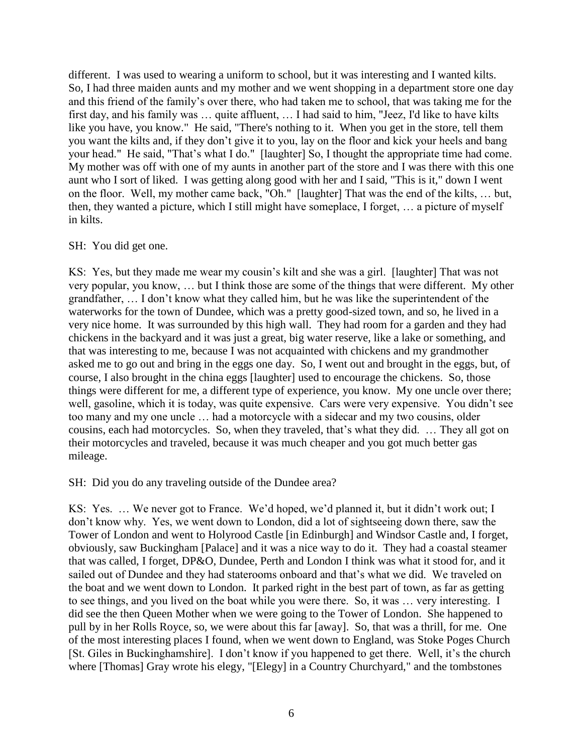different. I was used to wearing a uniform to school, but it was interesting and I wanted kilts. So, I had three maiden aunts and my mother and we went shopping in a department store one day and this friend of the family's over there, who had taken me to school, that was taking me for the first day, and his family was … quite affluent, … I had said to him, "Jeez, I'd like to have kilts like you have, you know." He said, "There's nothing to it. When you get in the store, tell them you want the kilts and, if they don't give it to you, lay on the floor and kick your heels and bang your head." He said, "That's what I do." [laughter] So, I thought the appropriate time had come. My mother was off with one of my aunts in another part of the store and I was there with this one aunt who I sort of liked. I was getting along good with her and I said, "This is it," down I went on the floor. Well, my mother came back, "Oh." [laughter] That was the end of the kilts, … but, then, they wanted a picture, which I still might have someplace, I forget, … a picture of myself in kilts.

SH: You did get one.

KS: Yes, but they made me wear my cousin's kilt and she was a girl. [laughter] That was not very popular, you know, … but I think those are some of the things that were different. My other grandfather, … I don't know what they called him, but he was like the superintendent of the waterworks for the town of Dundee, which was a pretty good-sized town, and so, he lived in a very nice home. It was surrounded by this high wall. They had room for a garden and they had chickens in the backyard and it was just a great, big water reserve, like a lake or something, and that was interesting to me, because I was not acquainted with chickens and my grandmother asked me to go out and bring in the eggs one day. So, I went out and brought in the eggs, but, of course, I also brought in the china eggs [laughter] used to encourage the chickens. So, those things were different for me, a different type of experience, you know. My one uncle over there; well, gasoline, which it is today, was quite expensive. Cars were very expensive. You didn't see too many and my one uncle … had a motorcycle with a sidecar and my two cousins, older cousins, each had motorcycles. So, when they traveled, that's what they did. … They all got on their motorcycles and traveled, because it was much cheaper and you got much better gas mileage.

SH: Did you do any traveling outside of the Dundee area?

KS: Yes. … We never got to France. We'd hoped, we'd planned it, but it didn't work out; I don't know why. Yes, we went down to London, did a lot of sightseeing down there, saw the Tower of London and went to Holyrood Castle [in Edinburgh] and Windsor Castle and, I forget, obviously, saw Buckingham [Palace] and it was a nice way to do it. They had a coastal steamer that was called, I forget, DP&O, Dundee, Perth and London I think was what it stood for, and it sailed out of Dundee and they had staterooms onboard and that's what we did. We traveled on the boat and we went down to London. It parked right in the best part of town, as far as getting to see things, and you lived on the boat while you were there. So, it was … very interesting. I did see the then Queen Mother when we were going to the Tower of London. She happened to pull by in her Rolls Royce, so, we were about this far [away]. So, that was a thrill, for me. One of the most interesting places I found, when we went down to England, was Stoke Poges Church [St. Giles in Buckinghamshire]. I don't know if you happened to get there. Well, it's the church where [Thomas] Gray wrote his elegy, "[Elegy] in a Country Churchyard," and the tombstones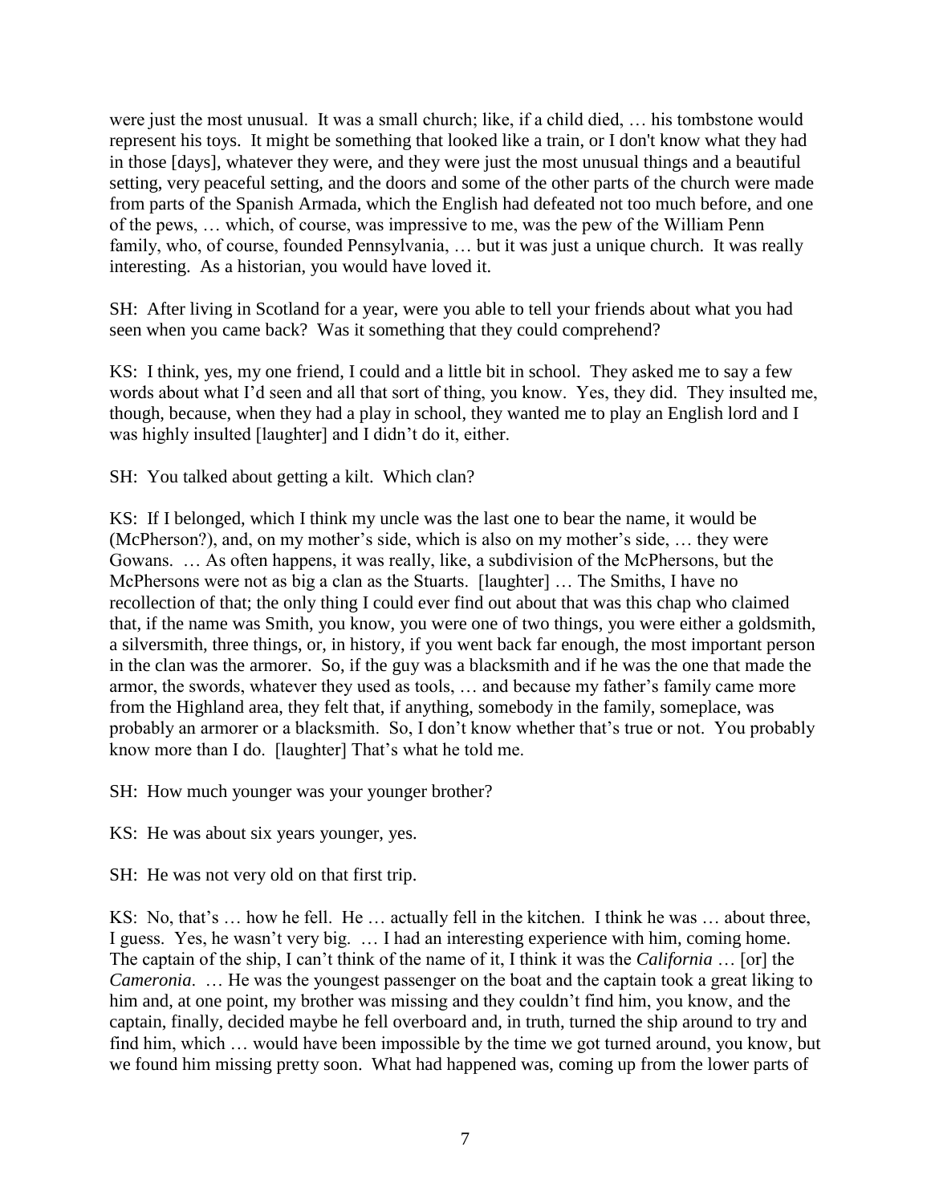were just the most unusual. It was a small church; like, if a child died, … his tombstone would represent his toys. It might be something that looked like a train, or I don't know what they had in those [days], whatever they were, and they were just the most unusual things and a beautiful setting, very peaceful setting, and the doors and some of the other parts of the church were made from parts of the Spanish Armada, which the English had defeated not too much before, and one of the pews, … which, of course, was impressive to me, was the pew of the William Penn family, who, of course, founded Pennsylvania, … but it was just a unique church. It was really interesting. As a historian, you would have loved it.

SH: After living in Scotland for a year, were you able to tell your friends about what you had seen when you came back? Was it something that they could comprehend?

KS: I think, yes, my one friend, I could and a little bit in school. They asked me to say a few words about what I'd seen and all that sort of thing, you know. Yes, they did. They insulted me, though, because, when they had a play in school, they wanted me to play an English lord and I was highly insulted [laughter] and I didn't do it, either.

SH: You talked about getting a kilt. Which clan?

KS: If I belonged, which I think my uncle was the last one to bear the name, it would be (McPherson?), and, on my mother's side, which is also on my mother's side, … they were Gowans. … As often happens, it was really, like, a subdivision of the McPhersons, but the McPhersons were not as big a clan as the Stuarts. [laughter] … The Smiths, I have no recollection of that; the only thing I could ever find out about that was this chap who claimed that, if the name was Smith, you know, you were one of two things, you were either a goldsmith, a silversmith, three things, or, in history, if you went back far enough, the most important person in the clan was the armorer. So, if the guy was a blacksmith and if he was the one that made the armor, the swords, whatever they used as tools, … and because my father's family came more from the Highland area, they felt that, if anything, somebody in the family, someplace, was probably an armorer or a blacksmith. So, I don't know whether that's true or not. You probably know more than I do. [laughter] That's what he told me.

SH: How much younger was your younger brother?

KS: He was about six years younger, yes.

SH: He was not very old on that first trip.

KS: No, that's … how he fell. He … actually fell in the kitchen. I think he was … about three, I guess. Yes, he wasn't very big. … I had an interesting experience with him, coming home. The captain of the ship, I can't think of the name of it, I think it was the *California* … [or] the *Cameronia*. … He was the youngest passenger on the boat and the captain took a great liking to him and, at one point, my brother was missing and they couldn't find him, you know, and the captain, finally, decided maybe he fell overboard and, in truth, turned the ship around to try and find him, which … would have been impossible by the time we got turned around, you know, but we found him missing pretty soon. What had happened was, coming up from the lower parts of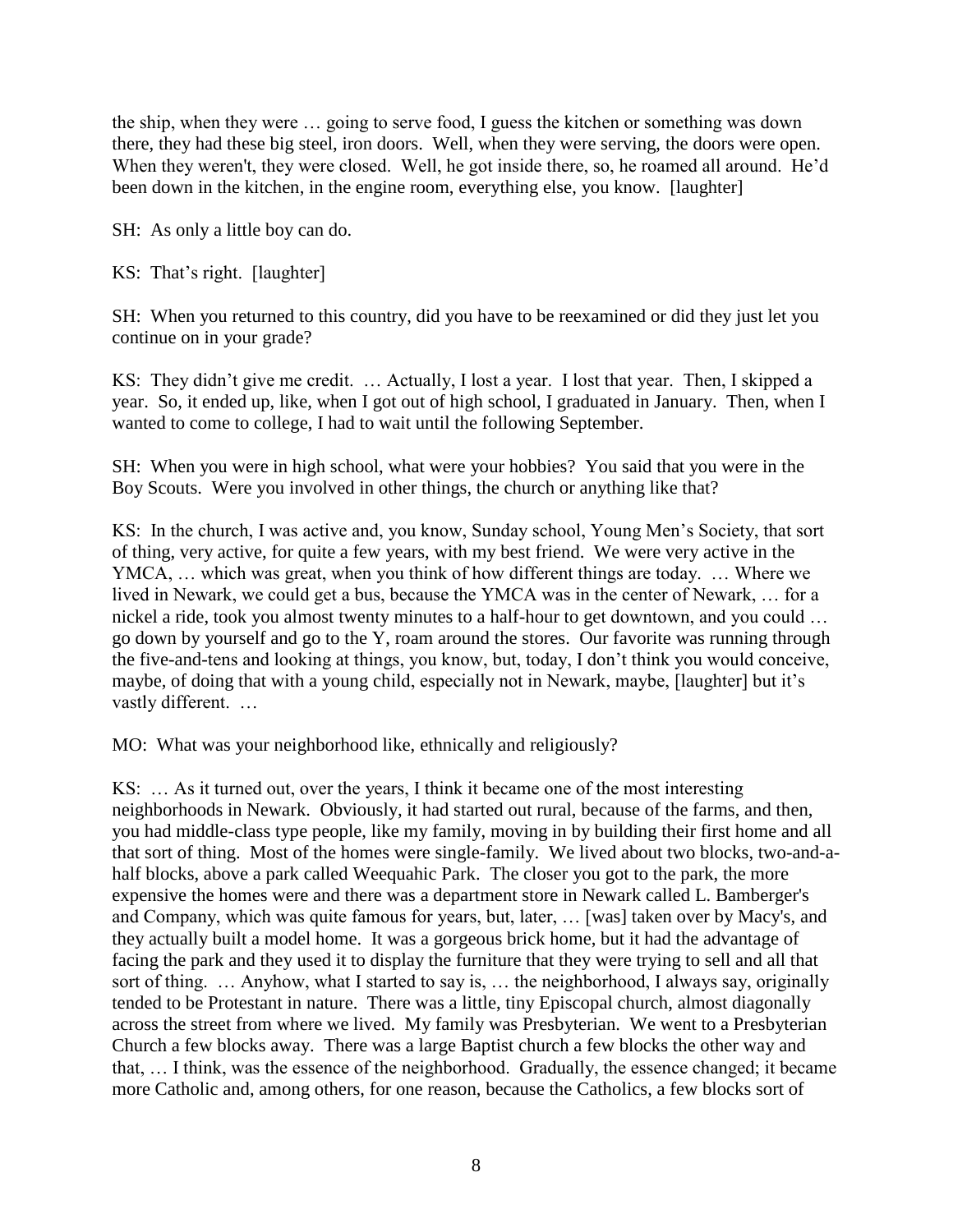the ship, when they were … going to serve food, I guess the kitchen or something was down there, they had these big steel, iron doors. Well, when they were serving, the doors were open. When they weren't, they were closed. Well, he got inside there, so, he roamed all around. He'd been down in the kitchen, in the engine room, everything else, you know. [laughter]

SH: As only a little boy can do.

KS: That's right. [laughter]

SH: When you returned to this country, did you have to be reexamined or did they just let you continue on in your grade?

KS: They didn't give me credit. … Actually, I lost a year. I lost that year. Then, I skipped a year. So, it ended up, like, when I got out of high school, I graduated in January. Then, when I wanted to come to college, I had to wait until the following September.

SH: When you were in high school, what were your hobbies? You said that you were in the Boy Scouts. Were you involved in other things, the church or anything like that?

KS: In the church, I was active and, you know, Sunday school, Young Men's Society, that sort of thing, very active, for quite a few years, with my best friend. We were very active in the YMCA, … which was great, when you think of how different things are today. … Where we lived in Newark, we could get a bus, because the YMCA was in the center of Newark, … for a nickel a ride, took you almost twenty minutes to a half-hour to get downtown, and you could … go down by yourself and go to the Y, roam around the stores. Our favorite was running through the five-and-tens and looking at things, you know, but, today, I don't think you would conceive, maybe, of doing that with a young child, especially not in Newark, maybe, [laughter] but it's vastly different. …

MO: What was your neighborhood like, ethnically and religiously?

KS: … As it turned out, over the years, I think it became one of the most interesting neighborhoods in Newark. Obviously, it had started out rural, because of the farms, and then, you had middle-class type people, like my family, moving in by building their first home and all that sort of thing. Most of the homes were single-family. We lived about two blocks, two-and-a-half blocks, above a park called Weequahic Park. The closer you got to the park, the more expensive the homes were and there was a department store in Newark called L. Bamberger's and Company, which was quite famous for years, but, later, … [was] taken over by Macy's, and they actually built a model home. It was a gorgeous brick home, but it had the advantage of facing the park and they used it to display the furniture that they were trying to sell and all that sort of thing. … Anyhow, what I started to say is, … the neighborhood, I always say, originally tended to be Protestant in nature. There was a little, tiny Episcopal church, almost diagonally across the street from where we lived. My family was Presbyterian. We went to a Presbyterian Church a few blocks away. There was a large Baptist church a few blocks the other way and that, … I think, was the essence of the neighborhood. Gradually, the essence changed; it became more Catholic and, among others, for one reason, because the Catholics, a few blocks sort of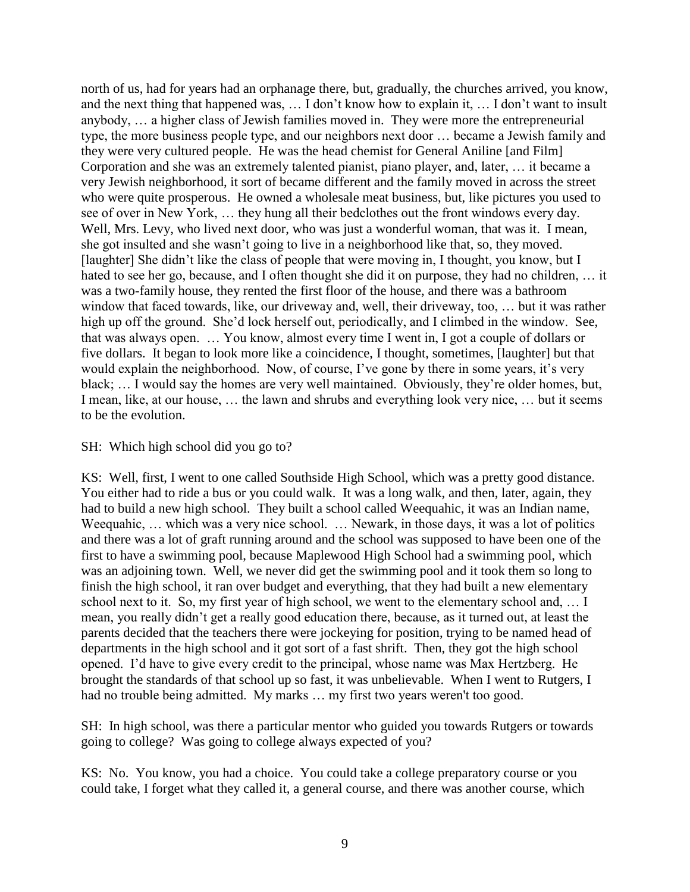north of us, had for years had an orphanage there, but, gradually, the churches arrived, you know, and the next thing that happened was, … I don't know how to explain it, … I don't want to insult anybody, … a higher class of Jewish families moved in. They were more the entrepreneurial type, the more business people type, and our neighbors next door … became a Jewish family and they were very cultured people. He was the head chemist for General Aniline [and Film] Corporation and she was an extremely talented pianist, piano player, and, later, … it became a very Jewish neighborhood, it sort of became different and the family moved in across the street who were quite prosperous. He owned a wholesale meat business, but, like pictures you used to see of over in New York, … they hung all their bedclothes out the front windows every day. Well, Mrs. Levy, who lived next door, who was just a wonderful woman, that was it. I mean, she got insulted and she wasn't going to live in a neighborhood like that, so, they moved. [laughter] She didn't like the class of people that were moving in, I thought, you know, but I hated to see her go, because, and I often thought she did it on purpose, they had no children, … it was a two-family house, they rented the first floor of the house, and there was a bathroom window that faced towards, like, our driveway and, well, their driveway, too, … but it was rather high up off the ground. She'd lock herself out, periodically, and I climbed in the window. See, that was always open. … You know, almost every time I went in, I got a couple of dollars or five dollars. It began to look more like a coincidence, I thought, sometimes, [laughter] but that would explain the neighborhood. Now, of course, I've gone by there in some years, it's very black; … I would say the homes are very well maintained. Obviously, they're older homes, but, I mean, like, at our house, … the lawn and shrubs and everything look very nice, … but it seems to be the evolution.

SH: Which high school did you go to?

KS: Well, first, I went to one called Southside High School, which was a pretty good distance. You either had to ride a bus or you could walk. It was a long walk, and then, later, again, they had to build a new high school. They built a school called Weequahic, it was an Indian name, Weequahic, … which was a very nice school. … Newark, in those days, it was a lot of politics and there was a lot of graft running around and the school was supposed to have been one of the first to have a swimming pool, because Maplewood High School had a swimming pool, which was an adjoining town. Well, we never did get the swimming pool and it took them so long to finish the high school, it ran over budget and everything, that they had built a new elementary school next to it. So, my first year of high school, we went to the elementary school and, … I mean, you really didn't get a really good education there, because, as it turned out, at least the parents decided that the teachers there were jockeying for position, trying to be named head of departments in the high school and it got sort of a fast shrift. Then, they got the high school opened. I'd have to give every credit to the principal, whose name was Max Hertzberg. He brought the standards of that school up so fast, it was unbelievable. When I went to Rutgers, I had no trouble being admitted. My marks … my first two years weren't too good.

SH: In high school, was there a particular mentor who guided you towards Rutgers or towards going to college? Was going to college always expected of you?

KS: No. You know, you had a choice. You could take a college preparatory course or you could take, I forget what they called it, a general course, and there was another course, which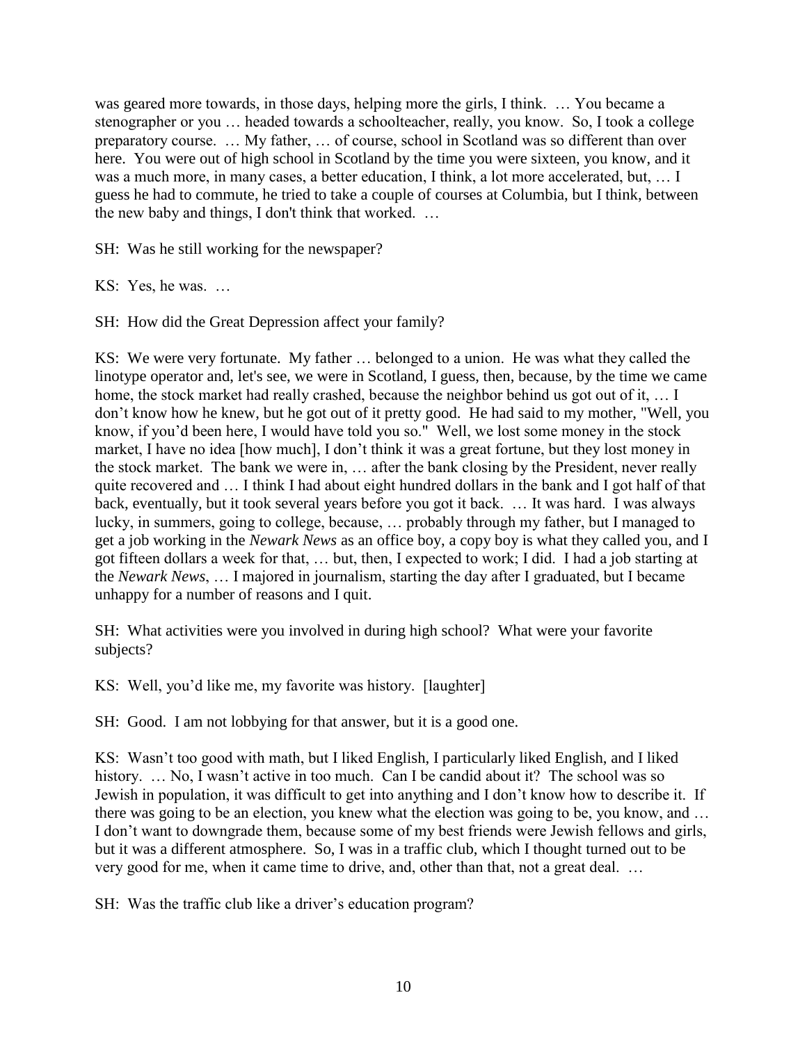was geared more towards, in those days, helping more the girls, I think. … You became a stenographer or you … headed towards a schoolteacher, really, you know. So, I took a college preparatory course. … My father, … of course, school in Scotland was so different than over here. You were out of high school in Scotland by the time you were sixteen, you know, and it was a much more, in many cases, a better education, I think, a lot more accelerated, but, … I guess he had to commute, he tried to take a couple of courses at Columbia, but I think, between the new baby and things, I don't think that worked. …

SH: Was he still working for the newspaper?

KS: Yes, he was. …

SH: How did the Great Depression affect your family?

KS: We were very fortunate. My father … belonged to a union. He was what they called the linotype operator and, let's see, we were in Scotland, I guess, then, because, by the time we came home, the stock market had really crashed, because the neighbor behind us got out of it, … I don't know how he knew, but he got out of it pretty good. He had said to my mother, "Well, you know, if you'd been here, I would have told you so." Well, we lost some money in the stock market, I have no idea [how much], I don't think it was a great fortune, but they lost money in the stock market. The bank we were in, … after the bank closing by the President, never really quite recovered and … I think I had about eight hundred dollars in the bank and I got half of that back, eventually, but it took several years before you got it back. … It was hard. I was always lucky, in summers, going to college, because, … probably through my father, but I managed to get a job working in the *Newark News* as an office boy, a copy boy is what they called you, and I got fifteen dollars a week for that, … but, then, I expected to work; I did. I had a job starting at the *Newark News*, … I majored in journalism, starting the day after I graduated, but I became unhappy for a number of reasons and I quit.

SH: What activities were you involved in during high school? What were your favorite subjects?

KS: Well, you'd like me, my favorite was history. [laughter]

SH: Good. I am not lobbying for that answer, but it is a good one.

KS: Wasn't too good with math, but I liked English, I particularly liked English, and I liked history. … No, I wasn't active in too much. Can I be candid about it? The school was so Jewish in population, it was difficult to get into anything and I don't know how to describe it. If there was going to be an election, you knew what the election was going to be, you know, and … I don't want to downgrade them, because some of my best friends were Jewish fellows and girls, but it was a different atmosphere. So, I was in a traffic club, which I thought turned out to be very good for me, when it came time to drive, and, other than that, not a great deal. …

SH: Was the traffic club like a driver's education program?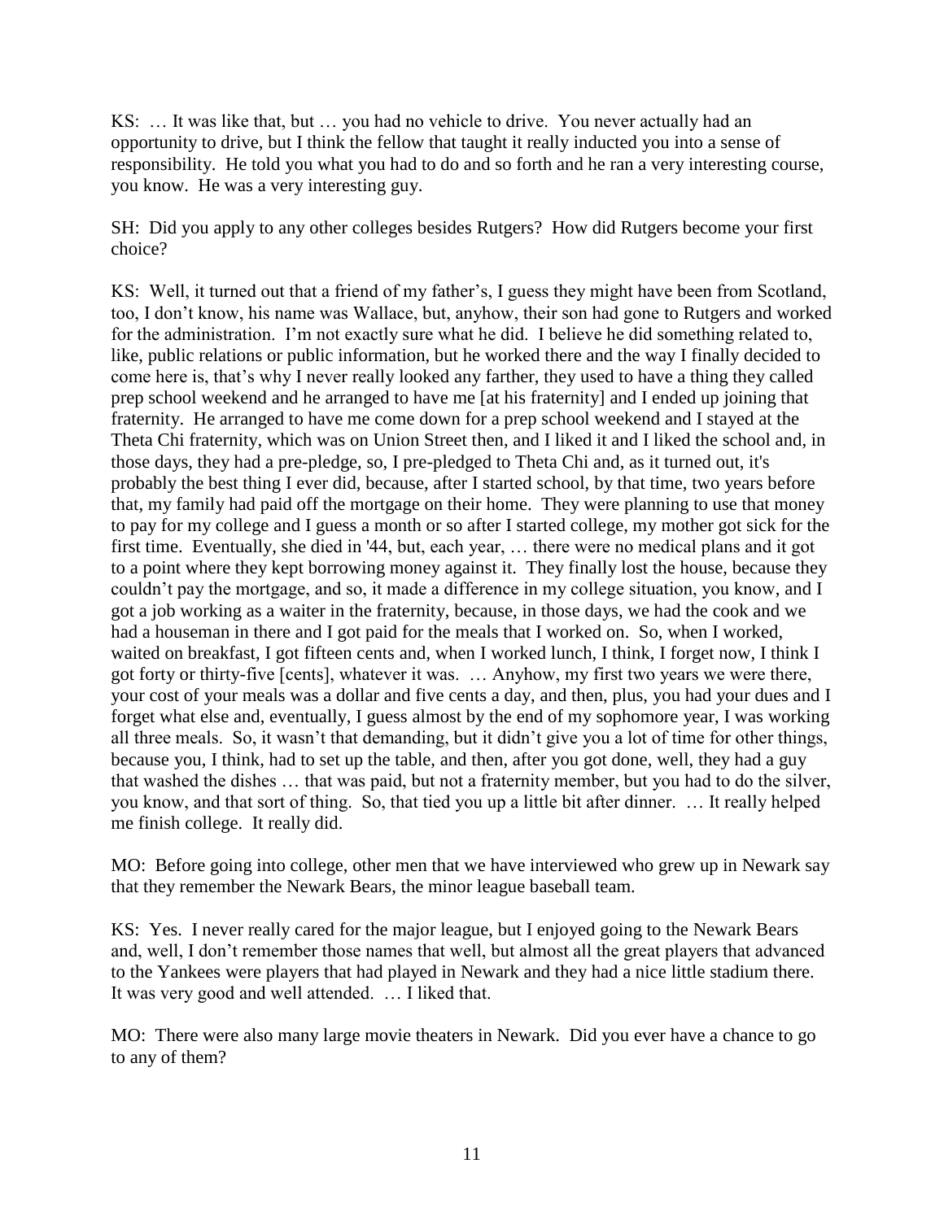KS: … It was like that, but … you had no vehicle to drive. You never actually had an opportunity to drive, but I think the fellow that taught it really inducted you into a sense of responsibility. He told you what you had to do and so forth and he ran a very interesting course, you know. He was a very interesting guy.

SH: Did you apply to any other colleges besides Rutgers? How did Rutgers become your first choice?

KS: Well, it turned out that a friend of my father's, I guess they might have been from Scotland, too, I don't know, his name was Wallace, but, anyhow, their son had gone to Rutgers and worked for the administration. I'm not exactly sure what he did. I believe he did something related to, like, public relations or public information, but he worked there and the way I finally decided to come here is, that's why I never really looked any farther, they used to have a thing they called prep school weekend and he arranged to have me [at his fraternity] and I ended up joining that fraternity. He arranged to have me come down for a prep school weekend and I stayed at the Theta Chi fraternity, which was on Union Street then, and I liked it and I liked the school and, in those days, they had a pre-pledge, so, I pre-pledged to Theta Chi and, as it turned out, it's probably the best thing I ever did, because, after I started school, by that time, two years before that, my family had paid off the mortgage on their home. They were planning to use that money to pay for my college and I guess a month or so after I started college, my mother got sick for the first time. Eventually, she died in '44, but, each year, … there were no medical plans and it got to a point where they kept borrowing money against it. They finally lost the house, because they couldn't pay the mortgage, and so, it made a difference in my college situation, you know, and I got a job working as a waiter in the fraternity, because, in those days, we had the cook and we had a houseman in there and I got paid for the meals that I worked on. So, when I worked, waited on breakfast, I got fifteen cents and, when I worked lunch, I think, I forget now, I think I got forty or thirty-five [cents], whatever it was. … Anyhow, my first two years we were there, your cost of your meals was a dollar and five cents a day, and then, plus, you had your dues and I forget what else and, eventually, I guess almost by the end of my sophomore year, I was working all three meals. So, it wasn't that demanding, but it didn't give you a lot of time for other things, because you, I think, had to set up the table, and then, after you got done, well, they had a guy that washed the dishes … that was paid, but not a fraternity member, but you had to do the silver, you know, and that sort of thing. So, that tied you up a little bit after dinner. … It really helped me finish college. It really did.

MO: Before going into college, other men that we have interviewed who grew up in Newark say that they remember the Newark Bears, the minor league baseball team.

KS: Yes. I never really cared for the major league, but I enjoyed going to the Newark Bears and, well, I don't remember those names that well, but almost all the great players that advanced to the Yankees were players that had played in Newark and they had a nice little stadium there. It was very good and well attended. … I liked that.

MO: There were also many large movie theaters in Newark. Did you ever have a chance to go to any of them?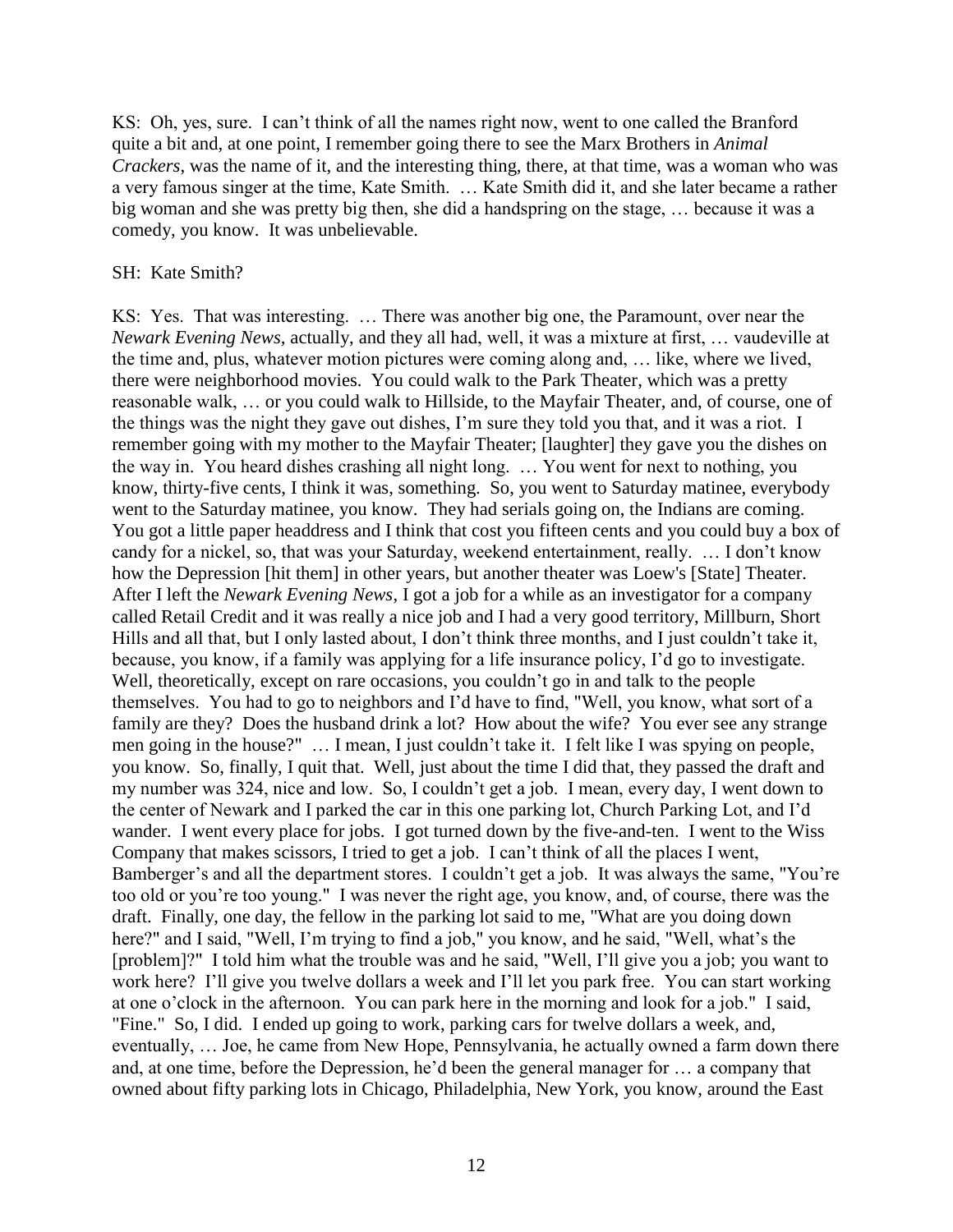KS: Oh, yes, sure. I can't think of all the names right now, went to one called the Branford quite a bit and, at one point, I remember going there to see the Marx Brothers in *Animal Crackers*, was the name of it, and the interesting thing, there, at that time, was a woman who was a very famous singer at the time, Kate Smith. … Kate Smith did it, and she later became a rather big woman and she was pretty big then, she did a handspring on the stage, … because it was a comedy, you know. It was unbelievable.

SH: Kate Smith?

KS: Yes. That was interesting. … There was another big one, the Paramount, over near the *Newark Evening News*, actually, and they all had, well, it was a mixture at first, … vaudeville at the time and, plus, whatever motion pictures were coming along and, … like, where we lived, there were neighborhood movies. You could walk to the Park Theater, which was a pretty reasonable walk, … or you could walk to Hillside, to the Mayfair Theater, and, of course, one of the things was the night they gave out dishes, I'm sure they told you that, and it was a riot. I remember going with my mother to the Mayfair Theater; [laughter] they gave you the dishes on the way in. You heard dishes crashing all night long. … You went for next to nothing, you know, thirty-five cents, I think it was, something. So, you went to Saturday matinee, everybody went to the Saturday matinee, you know. They had serials going on, the Indians are coming. You got a little paper headdress and I think that cost you fifteen cents and you could buy a box of candy for a nickel, so, that was your Saturday, weekend entertainment, really. … I don't know how the Depression [hit them] in other years, but another theater was Loew's [State] Theater. After I left the *Newark Evening News*, I got a job for a while as an investigator for a company called Retail Credit and it was really a nice job and I had a very good territory, Millburn, Short Hills and all that, but I only lasted about, I don't think three months, and I just couldn't take it, because, you know, if a family was applying for a life insurance policy, I'd go to investigate. Well, theoretically, except on rare occasions, you couldn't go in and talk to the people themselves. You had to go to neighbors and I'd have to find, "Well, you know, what sort of a family are they? Does the husband drink a lot? How about the wife? You ever see any strange men going in the house?" … I mean, I just couldn't take it. I felt like I was spying on people, you know. So, finally, I quit that. Well, just about the time I did that, they passed the draft and my number was 324, nice and low. So, I couldn't get a job. I mean, every day, I went down to the center of Newark and I parked the car in this one parking lot, Church Parking Lot, and I'd wander. I went every place for jobs. I got turned down by the five-and-ten. I went to the Wiss Company that makes scissors, I tried to get a job. I can't think of all the places I went, Bamberger's and all the department stores. I couldn't get a job. It was always the same, "You're too old or you're too young." I was never the right age, you know, and, of course, there was the draft. Finally, one day, the fellow in the parking lot said to me, "What are you doing down here?" and I said, "Well, I'm trying to find a job," you know, and he said, "Well, what's the [problem]?" I told him what the trouble was and he said, "Well, I'll give you a job; you want to work here? I'll give you twelve dollars a week and I'll let you park free. You can start working at one o'clock in the afternoon. You can park here in the morning and look for a job." I said, "Fine." So, I did. I ended up going to work, parking cars for twelve dollars a week, and, eventually, … Joe, he came from New Hope, Pennsylvania, he actually owned a farm down there and, at one time, before the Depression, he'd been the general manager for … a company that owned about fifty parking lots in Chicago, Philadelphia, New York, you know, around the East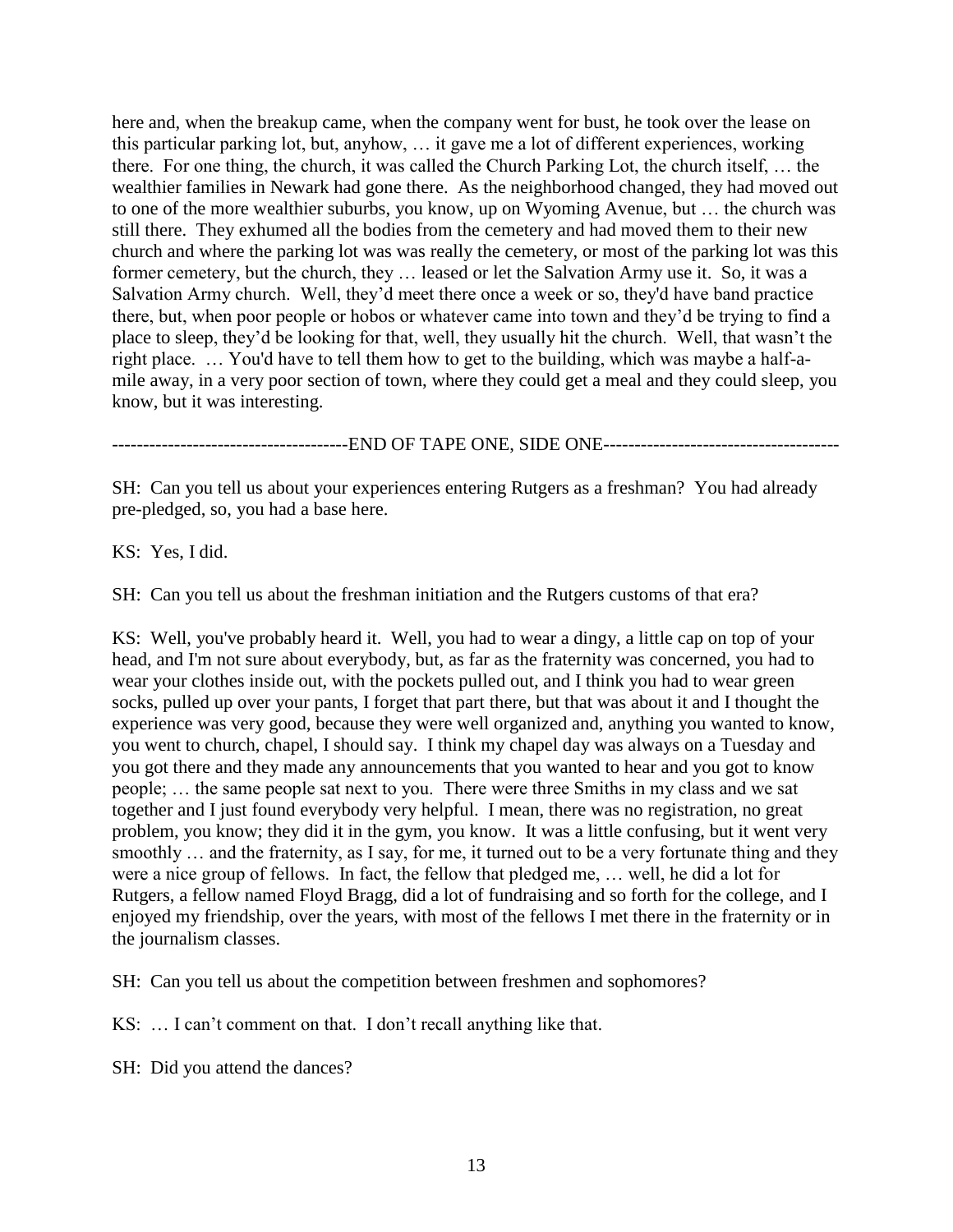here and, when the breakup came, when the company went for bust, he took over the lease on this particular parking lot, but, anyhow, … it gave me a lot of different experiences, working there. For one thing, the church, it was called the Church Parking Lot, the church itself, … the wealthier families in Newark had gone there. As the neighborhood changed, they had moved out to one of the more wealthier suburbs, you know, up on Wyoming Avenue, but … the church was still there. They exhumed all the bodies from the cemetery and had moved them to their new church and where the parking lot was was really the cemetery, or most of the parking lot was this former cemetery, but the church, they … leased or let the Salvation Army use it. So, it was a Salvation Army church. Well, they'd meet there once a week or so, they'd have band practice there, but, when poor people or hobos or whatever came into town and they'd be trying to find a place to sleep, they'd be looking for that, well, they usually hit the church. Well, that wasn't the right place. … You'd have to tell them how to get to the building, which was maybe a half-a-mile away, in a very poor section of town, where they could get a meal and they could sleep, you know, but it was interesting.

-------------------------------------END OF TAPE ONE, SIDE ONE-------------------------------------

SH: Can you tell us about your experiences entering Rutgers as a freshman? You had already pre-pledged, so, you had a base here.

KS: Yes, I did.

SH: Can you tell us about the freshman initiation and the Rutgers customs of that era?

KS: Well, you've probably heard it. Well, you had to wear a dingy, a little cap on top of your head, and I'm not sure about everybody, but, as far as the fraternity was concerned, you had to wear your clothes inside out, with the pockets pulled out, and I think you had to wear green socks, pulled up over your pants, I forget that part there, but that was about it and I thought the experience was very good, because they were well organized and, anything you wanted to know, you went to church, chapel, I should say. I think my chapel day was always on a Tuesday and you got there and they made any announcements that you wanted to hear and you got to know people; … the same people sat next to you. There were three Smiths in my class and we sat together and I just found everybody very helpful. I mean, there was no registration, no great problem, you know; they did it in the gym, you know. It was a little confusing, but it went very smoothly … and the fraternity, as I say, for me, it turned out to be a very fortunate thing and they were a nice group of fellows. In fact, the fellow that pledged me, … well, he did a lot for Rutgers, a fellow named Floyd Bragg, did a lot of fundraising and so forth for the college, and I enjoyed my friendship, over the years, with most of the fellows I met there in the fraternity or in the journalism classes.

SH: Can you tell us about the competition between freshmen and sophomores?

KS: … I can't comment on that. I don't recall anything like that.

SH: Did you attend the dances?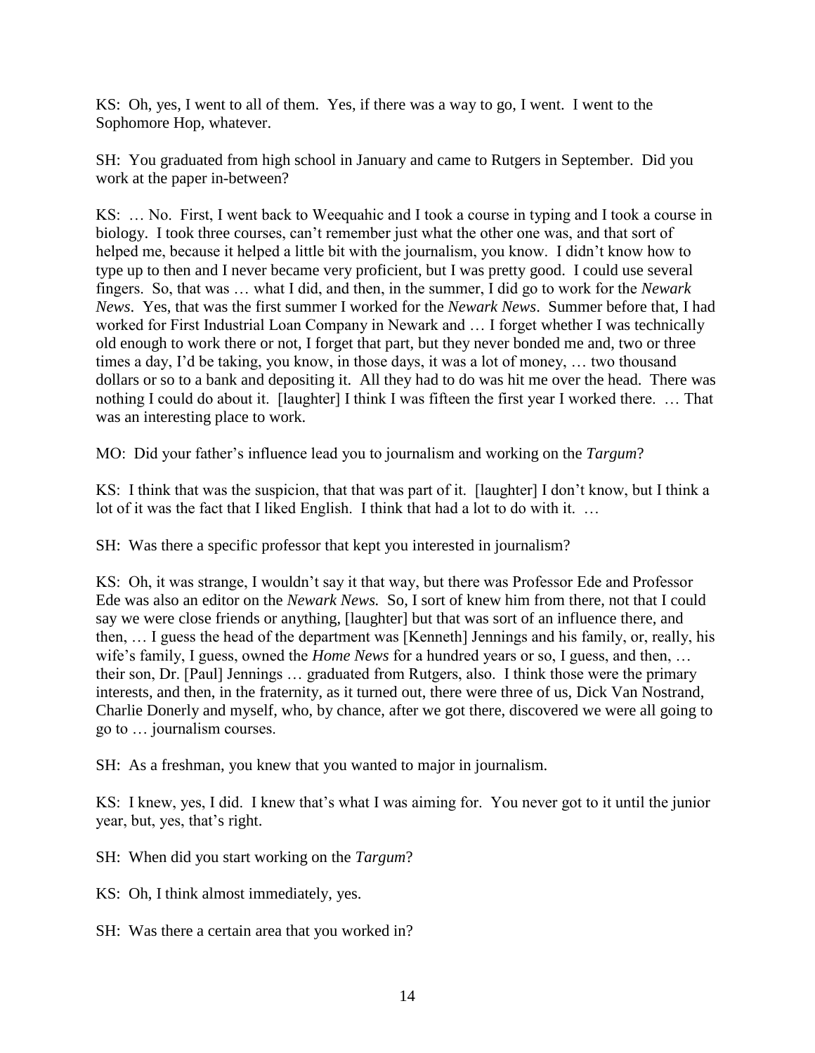KS: Oh, yes, I went to all of them. Yes, if there was a way to go, I went. I went to the Sophomore Hop, whatever.

SH: You graduated from high school in January and came to Rutgers in September. Did you work at the paper in-between?

KS: … No. First, I went back to Weequahic and I took a course in typing and I took a course in biology. I took three courses, can't remember just what the other one was, and that sort of helped me, because it helped a little bit with the journalism, you know. I didn't know how to type up to then and I never became very proficient, but I was pretty good. I could use several fingers. So, that was … what I did, and then, in the summer, I did go to work for the *Newark News*. Yes, that was the first summer I worked for the *Newark News*. Summer before that, I had worked for First Industrial Loan Company in Newark and … I forget whether I was technically old enough to work there or not, I forget that part, but they never bonded me and, two or three times a day, I'd be taking, you know, in those days, it was a lot of money, … two thousand dollars or so to a bank and depositing it. All they had to do was hit me over the head. There was nothing I could do about it. [laughter] I think I was fifteen the first year I worked there. … That was an interesting place to work.

MO: Did your father's influence lead you to journalism and working on the *Targum*?

KS: I think that was the suspicion, that that was part of it. [laughter] I don't know, but I think a lot of it was the fact that I liked English. I think that had a lot to do with it. …

SH: Was there a specific professor that kept you interested in journalism?

KS: Oh, it was strange, I wouldn't say it that way, but there was Professor Ede and Professor Ede was also an editor on the *Newark News.* So, I sort of knew him from there, not that I could say we were close friends or anything, [laughter] but that was sort of an influence there, and then, … I guess the head of the department was [Kenneth] Jennings and his family, or, really, his wife's family, I guess, owned the *Home News* for a hundred years or so, I guess, and then, … their son, Dr. [Paul] Jennings … graduated from Rutgers, also. I think those were the primary interests, and then, in the fraternity, as it turned out, there were three of us, Dick Van Nostrand, Charlie Donerly and myself, who, by chance, after we got there, discovered we were all going to go to … journalism courses.

SH: As a freshman, you knew that you wanted to major in journalism.

KS: I knew, yes, I did. I knew that's what I was aiming for. You never got to it until the junior year, but, yes, that's right.

SH: When did you start working on the *Targum*?

KS: Oh, I think almost immediately, yes.

SH: Was there a certain area that you worked in?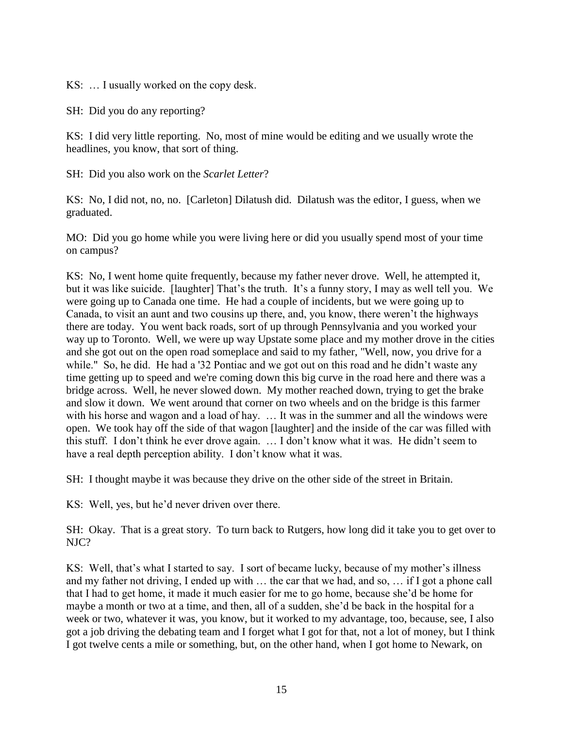KS: … I usually worked on the copy desk.

SH: Did you do any reporting?

KS: I did very little reporting. No, most of mine would be editing and we usually wrote the headlines, you know, that sort of thing.

SH: Did you also work on the *Scarlet Letter*?

KS: No, I did not, no, no. [Carleton] Dilatush did. Dilatush was the editor, I guess, when we graduated.

MO: Did you go home while you were living here or did you usually spend most of your time on campus?

KS: No, I went home quite frequently, because my father never drove. Well, he attempted it, but it was like suicide. [laughter] That's the truth. It's a funny story, I may as well tell you. We were going up to Canada one time. He had a couple of incidents, but we were going up to Canada, to visit an aunt and two cousins up there, and, you know, there weren't the highways there are today. You went back roads, sort of up through Pennsylvania and you worked your way up to Toronto. Well, we were up way Upstate some place and my mother drove in the cities and she got out on the open road someplace and said to my father, "Well, now, you drive for a while." So, he did. He had a '32 Pontiac and we got out on this road and he didn't waste any time getting up to speed and we're coming down this big curve in the road here and there was a bridge across. Well, he never slowed down. My mother reached down, trying to get the brake and slow it down. We went around that corner on two wheels and on the bridge is this farmer with his horse and wagon and a load of hay. … It was in the summer and all the windows were open. We took hay off the side of that wagon [laughter] and the inside of the car was filled with this stuff. I don't think he ever drove again. … I don't know what it was. He didn't seem to have a real depth perception ability. I don't know what it was.

SH: I thought maybe it was because they drive on the other side of the street in Britain.

KS: Well, yes, but he'd never driven over there.

SH: Okay. That is a great story. To turn back to Rutgers, how long did it take you to get over to NJC?

KS: Well, that's what I started to say. I sort of became lucky, because of my mother's illness and my father not driving, I ended up with … the car that we had, and so, … if I got a phone call that I had to get home, it made it much easier for me to go home, because she'd be home for maybe a month or two at a time, and then, all of a sudden, she'd be back in the hospital for a week or two, whatever it was, you know, but it worked to my advantage, too, because, see, I also got a job driving the debating team and I forget what I got for that, not a lot of money, but I think I got twelve cents a mile or something, but, on the other hand, when I got home to Newark, on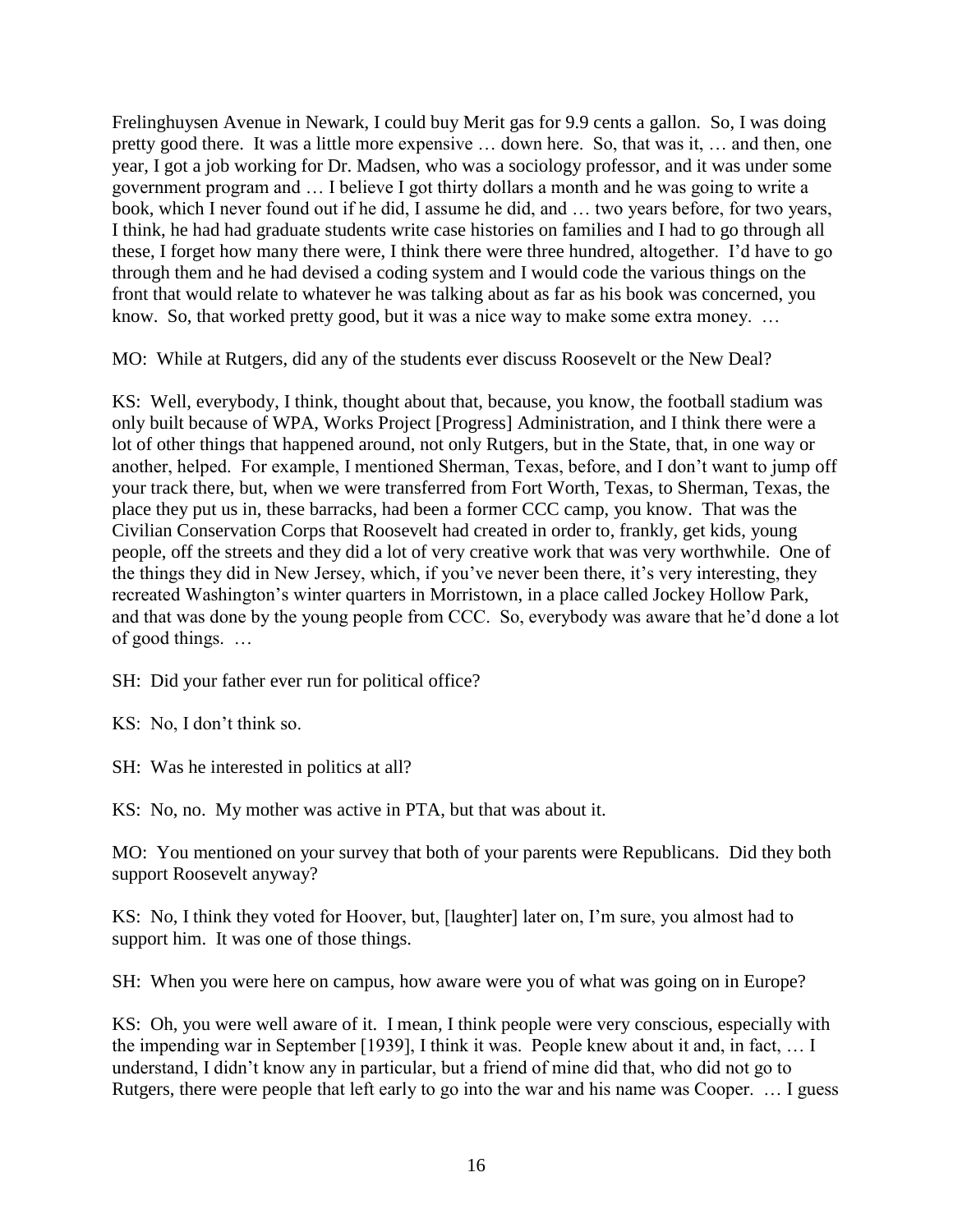Frelinghuysen Avenue in Newark, I could buy Merit gas for 9.9 cents a gallon. So, I was doing pretty good there. It was a little more expensive … down here. So, that was it, … and then, one year, I got a job working for Dr. Madsen, who was a sociology professor, and it was under some government program and … I believe I got thirty dollars a month and he was going to write a book, which I never found out if he did, I assume he did, and … two years before, for two years, I think, he had had graduate students write case histories on families and I had to go through all these, I forget how many there were, I think there were three hundred, altogether. I'd have to go through them and he had devised a coding system and I would code the various things on the front that would relate to whatever he was talking about as far as his book was concerned, you know. So, that worked pretty good, but it was a nice way to make some extra money. …

MO: While at Rutgers, did any of the students ever discuss Roosevelt or the New Deal?

KS: Well, everybody, I think, thought about that, because, you know, the football stadium was only built because of WPA, Works Project [Progress] Administration, and I think there were a lot of other things that happened around, not only Rutgers, but in the State, that, in one way or another, helped. For example, I mentioned Sherman, Texas, before, and I don't want to jump off your track there, but, when we were transferred from Fort Worth, Texas, to Sherman, Texas, the place they put us in, these barracks, had been a former CCC camp, you know. That was the Civilian Conservation Corps that Roosevelt had created in order to, frankly, get kids, young people, off the streets and they did a lot of very creative work that was very worthwhile. One of the things they did in New Jersey, which, if you've never been there, it's very interesting, they recreated Washington's winter quarters in Morristown, in a place called Jockey Hollow Park, and that was done by the young people from CCC. So, everybody was aware that he'd done a lot of good things. …

SH: Did your father ever run for political office?

KS: No, I don't think so.

SH: Was he interested in politics at all?

KS: No, no. My mother was active in PTA, but that was about it.

MO: You mentioned on your survey that both of your parents were Republicans. Did they both support Roosevelt anyway?

KS: No, I think they voted for Hoover, but, [laughter] later on, I'm sure, you almost had to support him. It was one of those things.

SH: When you were here on campus, how aware were you of what was going on in Europe?

KS: Oh, you were well aware of it. I mean, I think people were very conscious, especially with the impending war in September [1939], I think it was. People knew about it and, in fact, … I understand, I didn't know any in particular, but a friend of mine did that, who did not go to Rutgers, there were people that left early to go into the war and his name was Cooper. … I guess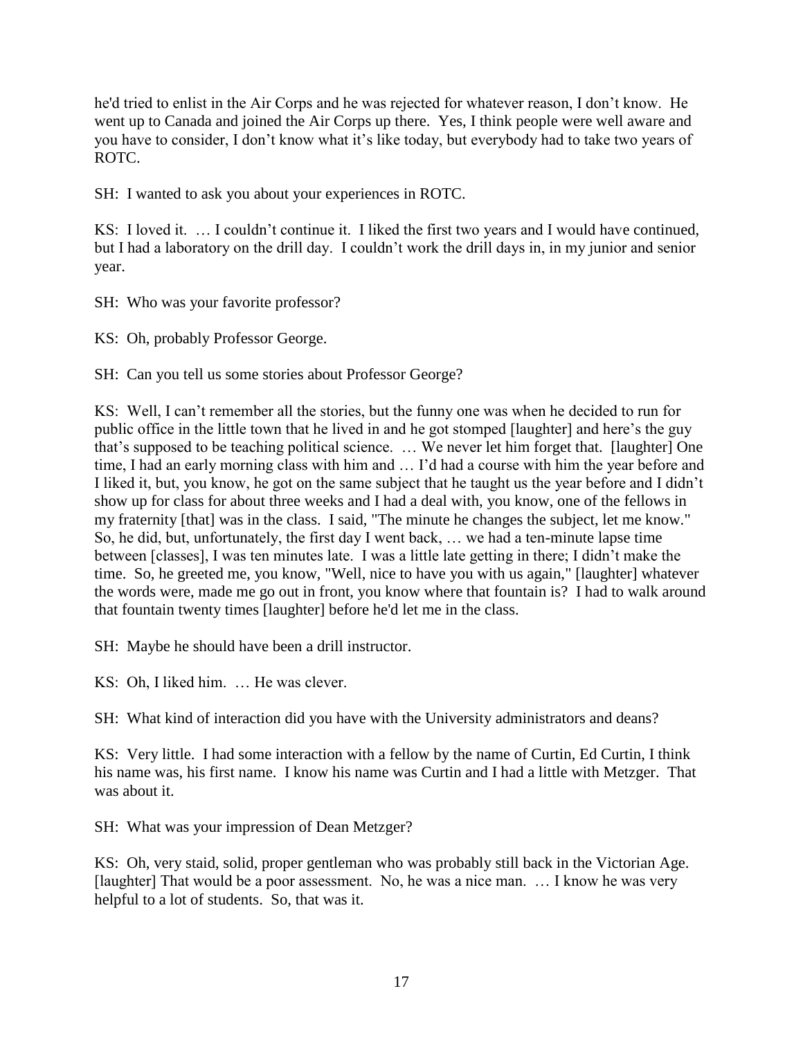he'd tried to enlist in the Air Corps and he was rejected for whatever reason, I don't know. He went up to Canada and joined the Air Corps up there. Yes, I think people were well aware and you have to consider, I don't know what it's like today, but everybody had to take two years of ROTC.

SH: I wanted to ask you about your experiences in ROTC.

KS: I loved it. … I couldn't continue it. I liked the first two years and I would have continued, but I had a laboratory on the drill day. I couldn't work the drill days in, in my junior and senior year.

SH: Who was your favorite professor?

KS: Oh, probably Professor George.

SH: Can you tell us some stories about Professor George?

KS: Well, I can't remember all the stories, but the funny one was when he decided to run for public office in the little town that he lived in and he got stomped [laughter] and here's the guy that's supposed to be teaching political science. … We never let him forget that. [laughter] One time, I had an early morning class with him and … I'd had a course with him the year before and I liked it, but, you know, he got on the same subject that he taught us the year before and I didn't show up for class for about three weeks and I had a deal with, you know, one of the fellows in my fraternity [that] was in the class. I said, "The minute he changes the subject, let me know." So, he did, but, unfortunately, the first day I went back, … we had a ten-minute lapse time between [classes], I was ten minutes late. I was a little late getting in there; I didn't make the time. So, he greeted me, you know, "Well, nice to have you with us again," [laughter] whatever the words were, made me go out in front, you know where that fountain is? I had to walk around that fountain twenty times [laughter] before he'd let me in the class.

SH: Maybe he should have been a drill instructor.

KS: Oh, I liked him. … He was clever.

SH: What kind of interaction did you have with the University administrators and deans?

KS: Very little. I had some interaction with a fellow by the name of Curtin, Ed Curtin, I think his name was, his first name. I know his name was Curtin and I had a little with Metzger. That was about it.

SH: What was your impression of Dean Metzger?

KS: Oh, very staid, solid, proper gentleman who was probably still back in the Victorian Age. [laughter] That would be a poor assessment. No, he was a nice man. … I know he was very helpful to a lot of students. So, that was it.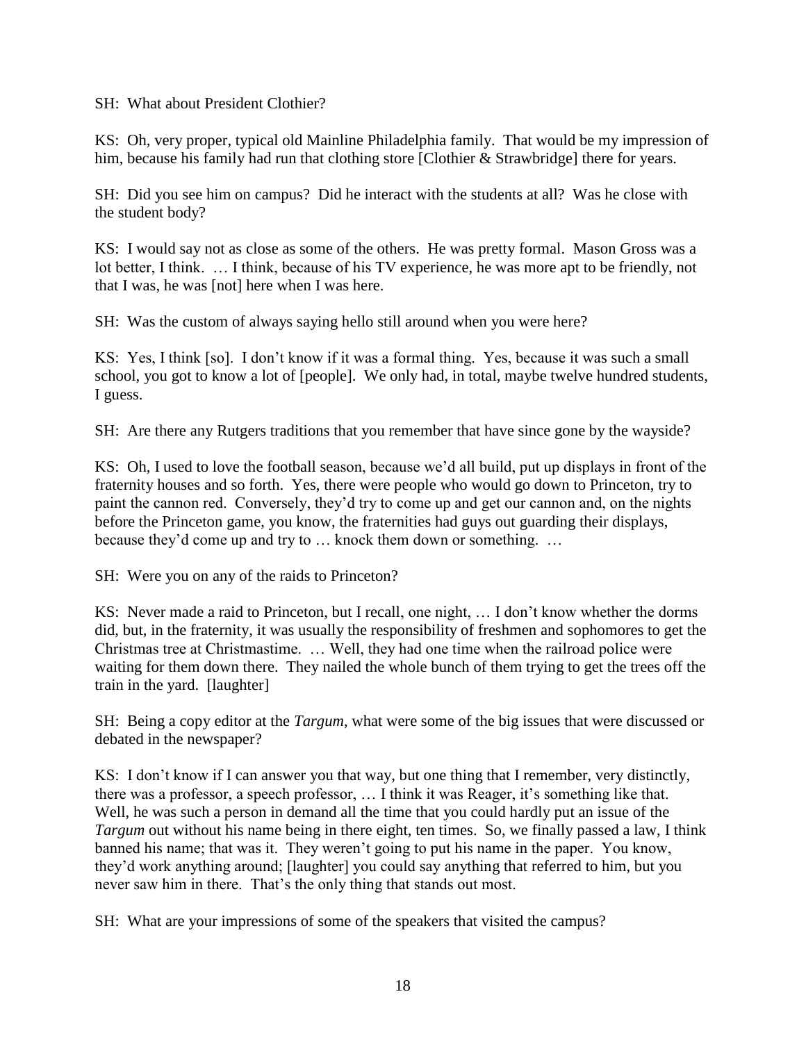SH: What about President Clothier?

KS: Oh, very proper, typical old Mainline Philadelphia family. That would be my impression of him, because his family had run that clothing store [Clothier & Strawbridge] there for years.

SH: Did you see him on campus? Did he interact with the students at all? Was he close with the student body?

KS: I would say not as close as some of the others. He was pretty formal. Mason Gross was a lot better, I think. … I think, because of his TV experience, he was more apt to be friendly, not that I was, he was [not] here when I was here.

SH: Was the custom of always saying hello still around when you were here?

KS: Yes, I think [so]. I don't know if it was a formal thing. Yes, because it was such a small school, you got to know a lot of [people]. We only had, in total, maybe twelve hundred students, I guess.

SH: Are there any Rutgers traditions that you remember that have since gone by the wayside?

KS: Oh, I used to love the football season, because we'd all build, put up displays in front of the fraternity houses and so forth. Yes, there were people who would go down to Princeton, try to paint the cannon red. Conversely, they'd try to come up and get our cannon and, on the nights before the Princeton game, you know, the fraternities had guys out guarding their displays, because they'd come up and try to … knock them down or something. …

SH: Were you on any of the raids to Princeton?

KS: Never made a raid to Princeton, but I recall, one night, … I don't know whether the dorms did, but, in the fraternity, it was usually the responsibility of freshmen and sophomores to get the Christmas tree at Christmastime. … Well, they had one time when the railroad police were waiting for them down there. They nailed the whole bunch of them trying to get the trees off the train in the yard. [laughter]

SH: Being a copy editor at the *Targum*, what were some of the big issues that were discussed or debated in the newspaper?

KS: I don't know if I can answer you that way, but one thing that I remember, very distinctly, there was a professor, a speech professor, … I think it was Reager, it's something like that. Well, he was such a person in demand all the time that you could hardly put an issue of the *Targum* out without his name being in there eight, ten times. So, we finally passed a law, I think banned his name; that was it. They weren't going to put his name in the paper. You know, they'd work anything around; [laughter] you could say anything that referred to him, but you never saw him in there. That's the only thing that stands out most.

SH: What are your impressions of some of the speakers that visited the campus?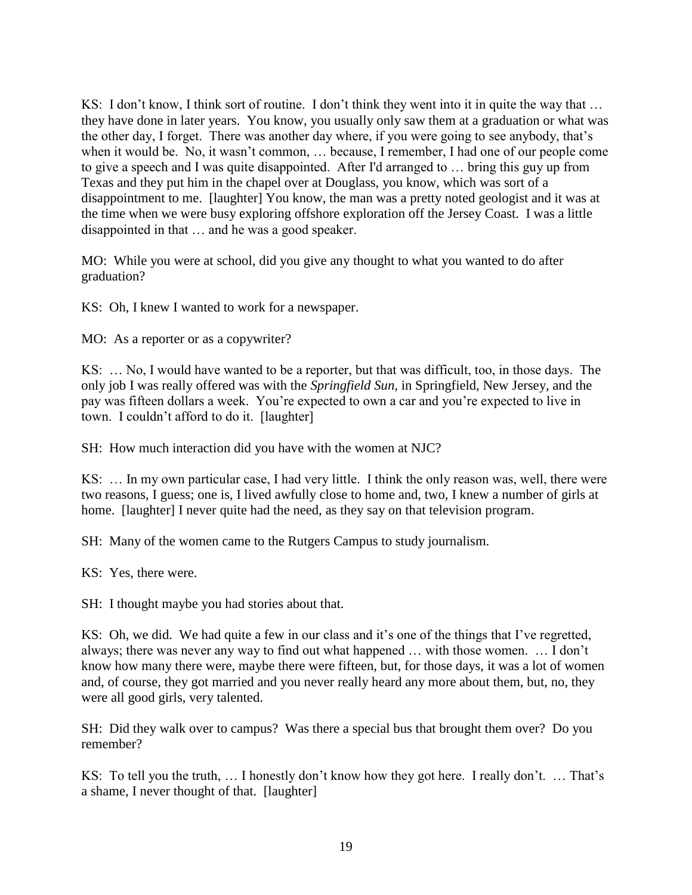KS: I don't know, I think sort of routine. I don't think they went into it in quite the way that … they have done in later years. You know, you usually only saw them at a graduation or what was the other day, I forget. There was another day where, if you were going to see anybody, that's when it would be. No, it wasn't common, … because, I remember, I had one of our people come to give a speech and I was quite disappointed. After I'd arranged to … bring this guy up from Texas and they put him in the chapel over at Douglass, you know, which was sort of a disappointment to me. [laughter] You know, the man was a pretty noted geologist and it was at the time when we were busy exploring offshore exploration off the Jersey Coast. I was a little disappointed in that … and he was a good speaker.

MO: While you were at school, did you give any thought to what you wanted to do after graduation?

KS: Oh, I knew I wanted to work for a newspaper.

MO: As a reporter or as a copywriter?

KS: … No, I would have wanted to be a reporter, but that was difficult, too, in those days. The only job I was really offered was with the *Springfield Sun*, in Springfield, New Jersey, and the pay was fifteen dollars a week. You're expected to own a car and you're expected to live in town. I couldn't afford to do it. [laughter]

SH: How much interaction did you have with the women at NJC?

KS: … In my own particular case, I had very little. I think the only reason was, well, there were two reasons, I guess; one is, I lived awfully close to home and, two, I knew a number of girls at home. [laughter] I never quite had the need, as they say on that television program.

SH: Many of the women came to the Rutgers Campus to study journalism.

KS: Yes, there were.

SH: I thought maybe you had stories about that.

KS: Oh, we did. We had quite a few in our class and it's one of the things that I've regretted, always; there was never any way to find out what happened … with those women. … I don't know how many there were, maybe there were fifteen, but, for those days, it was a lot of women and, of course, they got married and you never really heard any more about them, but, no, they were all good girls, very talented.

SH: Did they walk over to campus? Was there a special bus that brought them over? Do you remember?

KS: To tell you the truth, … I honestly don't know how they got here. I really don't. … That's a shame, I never thought of that. [laughter]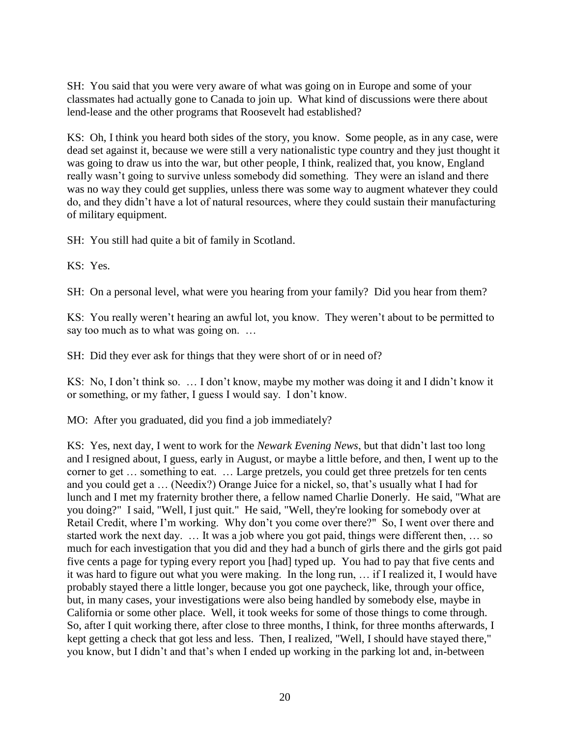SH: You said that you were very aware of what was going on in Europe and some of your classmates had actually gone to Canada to join up. What kind of discussions were there about lend-lease and the other programs that Roosevelt had established?

KS: Oh, I think you heard both sides of the story, you know. Some people, as in any case, were dead set against it, because we were still a very nationalistic type country and they just thought it was going to draw us into the war, but other people, I think, realized that, you know, England really wasn't going to survive unless somebody did something. They were an island and there was no way they could get supplies, unless there was some way to augment whatever they could do, and they didn't have a lot of natural resources, where they could sustain their manufacturing of military equipment.

SH: You still had quite a bit of family in Scotland.

KS: Yes.

SH: On a personal level, what were you hearing from your family? Did you hear from them?

KS: You really weren't hearing an awful lot, you know. They weren't about to be permitted to say too much as to what was going on. …

SH: Did they ever ask for things that they were short of or in need of?

KS: No, I don't think so. … I don't know, maybe my mother was doing it and I didn't know it or something, or my father, I guess I would say. I don't know.

MO: After you graduated, did you find a job immediately?

KS: Yes, next day, I went to work for the *Newark Evening News*, but that didn't last too long and I resigned about, I guess, early in August, or maybe a little before, and then, I went up to the corner to get … something to eat. … Large pretzels, you could get three pretzels for ten cents and you could get a … (Needix?) Orange Juice for a nickel, so, that's usually what I had for lunch and I met my fraternity brother there, a fellow named Charlie Donerly. He said, "What are you doing?" I said, "Well, I just quit." He said, "Well, they're looking for somebody over at Retail Credit, where I'm working. Why don't you come over there?" So, I went over there and started work the next day. … It was a job where you got paid, things were different then, … so much for each investigation that you did and they had a bunch of girls there and the girls got paid five cents a page for typing every report you [had] typed up. You had to pay that five cents and it was hard to figure out what you were making. In the long run, … if I realized it, I would have probably stayed there a little longer, because you got one paycheck, like, through your office, but, in many cases, your investigations were also being handled by somebody else, maybe in California or some other place. Well, it took weeks for some of those things to come through. So, after I quit working there, after close to three months, I think, for three months afterwards, I kept getting a check that got less and less. Then, I realized, "Well, I should have stayed there," you know, but I didn't and that's when I ended up working in the parking lot and, in-between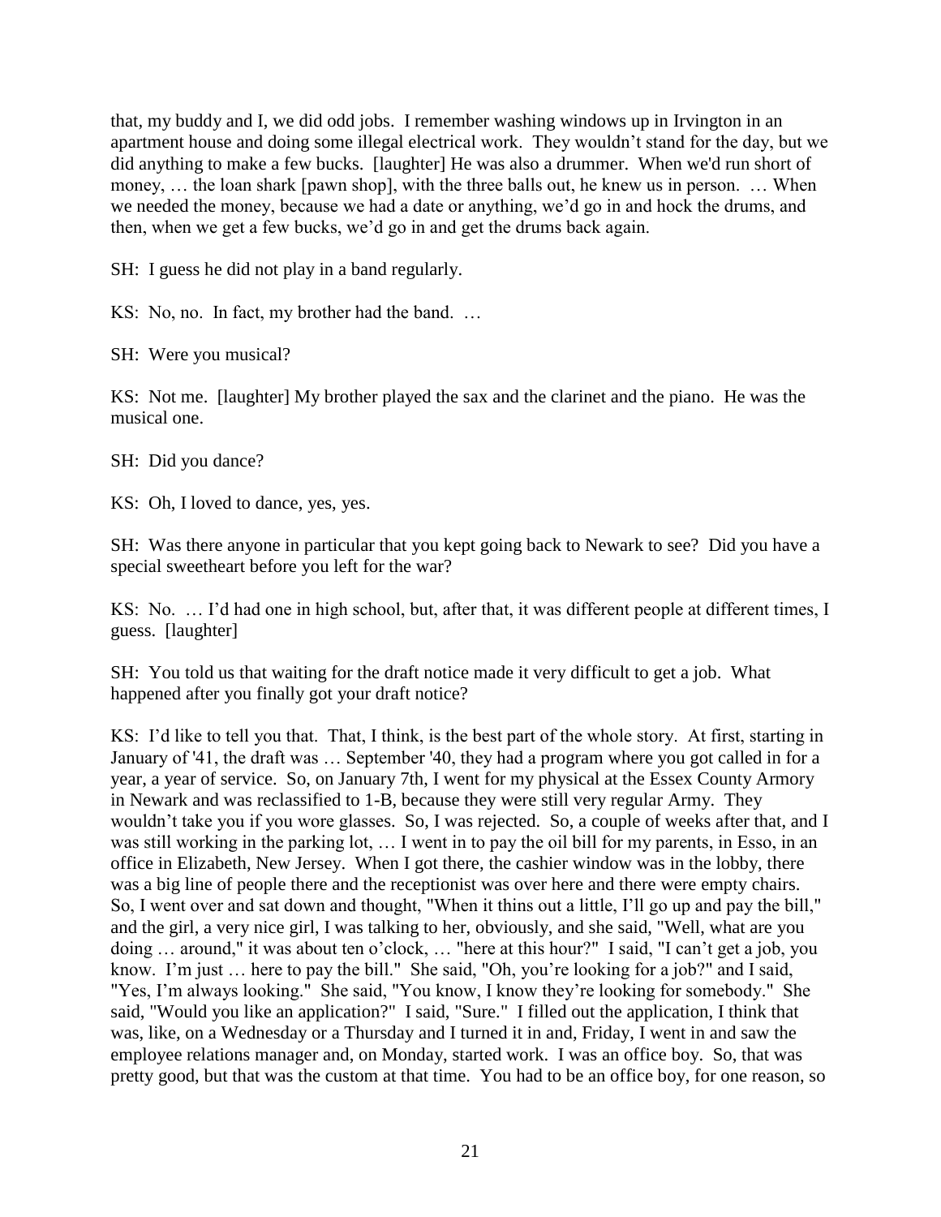that, my buddy and I, we did odd jobs. I remember washing windows up in Irvington in an apartment house and doing some illegal electrical work. They wouldn't stand for the day, but we did anything to make a few bucks. [laughter] He was also a drummer. When we'd run short of money, … the loan shark [pawn shop], with the three balls out, he knew us in person. … When we needed the money, because we had a date or anything, we'd go in and hock the drums, and then, when we get a few bucks, we'd go in and get the drums back again.

SH: I guess he did not play in a band regularly.

KS: No, no. In fact, my brother had the band. …

SH: Were you musical?

KS: Not me. [laughter] My brother played the sax and the clarinet and the piano. He was the musical one.

SH: Did you dance?

KS: Oh, I loved to dance, yes, yes.

SH: Was there anyone in particular that you kept going back to Newark to see? Did you have a special sweetheart before you left for the war?

KS: No. … I'd had one in high school, but, after that, it was different people at different times, I guess. [laughter]

SH: You told us that waiting for the draft notice made it very difficult to get a job. What happened after you finally got your draft notice?

KS: I'd like to tell you that. That, I think, is the best part of the whole story. At first, starting in January of '41, the draft was … September '40, they had a program where you got called in for a year, a year of service. So, on January 7th, I went for my physical at the Essex County Armory in Newark and was reclassified to 1-B, because they were still very regular Army. They wouldn't take you if you wore glasses. So, I was rejected. So, a couple of weeks after that, and I was still working in the parking lot, … I went in to pay the oil bill for my parents, in Esso, in an office in Elizabeth, New Jersey. When I got there, the cashier window was in the lobby, there was a big line of people there and the receptionist was over here and there were empty chairs. So, I went over and sat down and thought, "When it thins out a little, I'll go up and pay the bill," and the girl, a very nice girl, I was talking to her, obviously, and she said, "Well, what are you doing … around," it was about ten o'clock, … "here at this hour?" I said, "I can't get a job, you know. I'm just … here to pay the bill." She said, "Oh, you're looking for a job?" and I said, "Yes, I'm always looking." She said, "You know, I know they're looking for somebody." She said, "Would you like an application?" I said, "Sure." I filled out the application, I think that was, like, on a Wednesday or a Thursday and I turned it in and, Friday, I went in and saw the employee relations manager and, on Monday, started work. I was an office boy. So, that was pretty good, but that was the custom at that time. You had to be an office boy, for one reason, so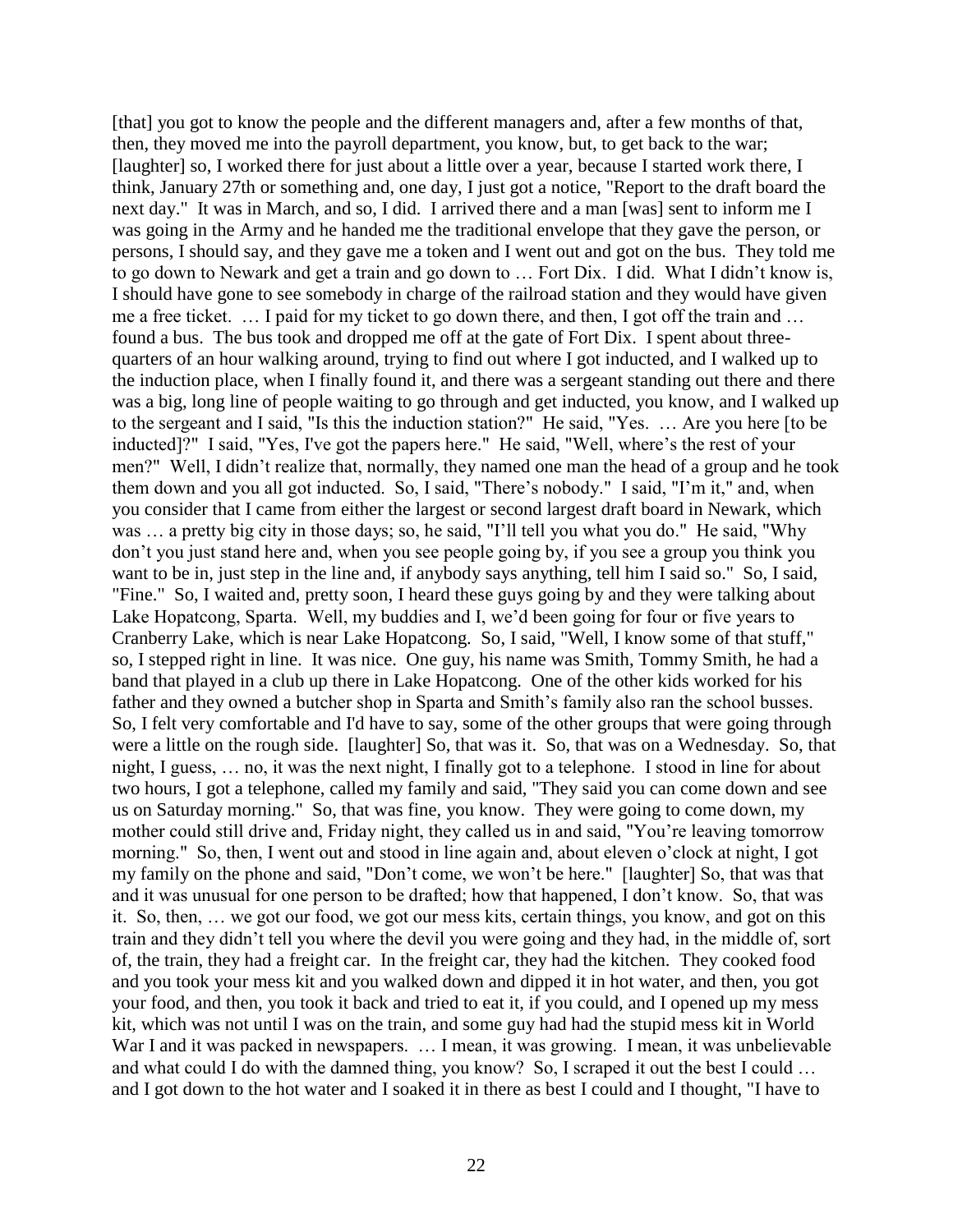[that] you got to know the people and the different managers and, after a few months of that, then, they moved me into the payroll department, you know, but, to get back to the war; [laughter] so, I worked there for just about a little over a year, because I started work there, I think, January 27th or something and, one day, I just got a notice, "Report to the draft board the next day." It was in March, and so, I did. I arrived there and a man [was] sent to inform me I was going in the Army and he handed me the traditional envelope that they gave the person, or persons, I should say, and they gave me a token and I went out and got on the bus. They told me to go down to Newark and get a train and go down to … Fort Dix. I did. What I didn't know is, I should have gone to see somebody in charge of the railroad station and they would have given me a free ticket. … I paid for my ticket to go down there, and then, I got off the train and … found a bus. The bus took and dropped me off at the gate of Fort Dix. I spent about three-quarters of an hour walking around, trying to find out where I got inducted, and I walked up to the induction place, when I finally found it, and there was a sergeant standing out there and there was a big, long line of people waiting to go through and get inducted, you know, and I walked up to the sergeant and I said, "Is this the induction station?" He said, "Yes. … Are you here [to be inducted]?" I said, "Yes, I've got the papers here." He said, "Well, where's the rest of your men?" Well, I didn't realize that, normally, they named one man the head of a group and he took them down and you all got inducted. So, I said, "There's nobody." I said, "I'm it," and, when you consider that I came from either the largest or second largest draft board in Newark, which was … a pretty big city in those days; so, he said, "I'll tell you what you do." He said, "Why don't you just stand here and, when you see people going by, if you see a group you think you want to be in, just step in the line and, if anybody says anything, tell him I said so." So, I said, "Fine." So, I waited and, pretty soon, I heard these guys going by and they were talking about Lake Hopatcong, Sparta. Well, my buddies and I, we'd been going for four or five years to Cranberry Lake, which is near Lake Hopatcong. So, I said, "Well, I know some of that stuff," so, I stepped right in line. It was nice. One guy, his name was Smith, Tommy Smith, he had a band that played in a club up there in Lake Hopatcong. One of the other kids worked for his father and they owned a butcher shop in Sparta and Smith's family also ran the school busses. So, I felt very comfortable and I'd have to say, some of the other groups that were going through were a little on the rough side. [laughter] So, that was it. So, that was on a Wednesday. So, that night, I guess, … no, it was the next night, I finally got to a telephone. I stood in line for about two hours, I got a telephone, called my family and said, "They said you can come down and see us on Saturday morning." So, that was fine, you know. They were going to come down, my mother could still drive and, Friday night, they called us in and said, "You're leaving tomorrow morning." So, then, I went out and stood in line again and, about eleven o'clock at night, I got my family on the phone and said, "Don't come, we won't be here." [laughter] So, that was that and it was unusual for one person to be drafted; how that happened, I don't know. So, that was it. So, then, … we got our food, we got our mess kits, certain things, you know, and got on this train and they didn't tell you where the devil you were going and they had, in the middle of, sort of, the train, they had a freight car. In the freight car, they had the kitchen. They cooked food and you took your mess kit and you walked down and dipped it in hot water, and then, you got your food, and then, you took it back and tried to eat it, if you could, and I opened up my mess kit, which was not until I was on the train, and some guy had had the stupid mess kit in World War I and it was packed in newspapers. … I mean, it was growing. I mean, it was unbelievable and what could I do with the damned thing, you know? So, I scraped it out the best I could … and I got down to the hot water and I soaked it in there as best I could and I thought, "I have to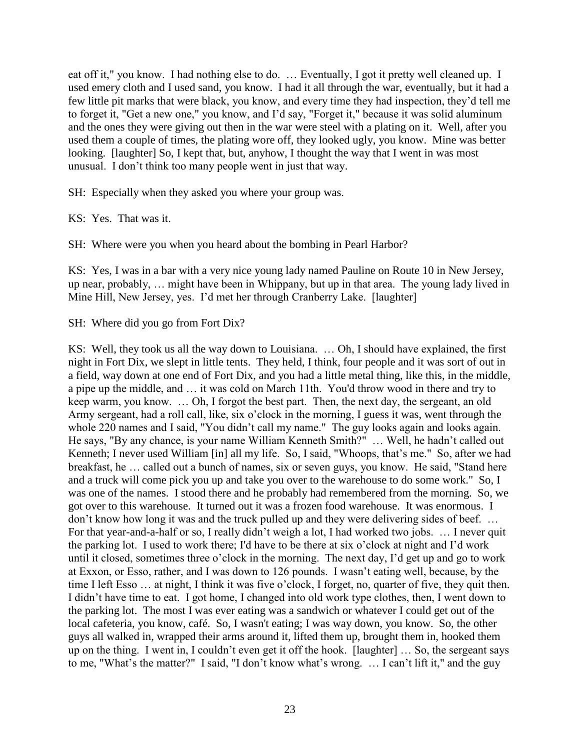eat off it," you know. I had nothing else to do. … Eventually, I got it pretty well cleaned up. I used emery cloth and I used sand, you know. I had it all through the war, eventually, but it had a few little pit marks that were black, you know, and every time they had inspection, they'd tell me to forget it, "Get a new one," you know, and I'd say, "Forget it," because it was solid aluminum and the ones they were giving out then in the war were steel with a plating on it. Well, after you used them a couple of times, the plating wore off, they looked ugly, you know. Mine was better looking. [laughter] So, I kept that, but, anyhow, I thought the way that I went in was most unusual. I don't think too many people went in just that way.

SH: Especially when they asked you where your group was.

KS: Yes. That was it.

SH: Where were you when you heard about the bombing in Pearl Harbor?

KS: Yes, I was in a bar with a very nice young lady named Pauline on Route 10 in New Jersey, up near, probably, … might have been in Whippany, but up in that area. The young lady lived in Mine Hill, New Jersey, yes. I'd met her through Cranberry Lake. [laughter]

SH: Where did you go from Fort Dix?

KS: Well, they took us all the way down to Louisiana. … Oh, I should have explained, the first night in Fort Dix, we slept in little tents. They held, I think, four people and it was sort of out in a field, way down at one end of Fort Dix, and you had a little metal thing, like this, in the middle, a pipe up the middle, and … it was cold on March 11th. You'd throw wood in there and try to keep warm, you know. … Oh, I forgot the best part. Then, the next day, the sergeant, an old Army sergeant, had a roll call, like, six o'clock in the morning, I guess it was, went through the whole 220 names and I said, "You didn't call my name." The guy looks again and looks again. He says, "By any chance, is your name William Kenneth Smith?" … Well, he hadn't called out Kenneth; I never used William [in] all my life. So, I said, "Whoops, that's me." So, after we had breakfast, he … called out a bunch of names, six or seven guys, you know. He said, "Stand here and a truck will come pick you up and take you over to the warehouse to do some work." So, I was one of the names. I stood there and he probably had remembered from the morning. So, we got over to this warehouse. It turned out it was a frozen food warehouse. It was enormous. I don't know how long it was and the truck pulled up and they were delivering sides of beef. … For that year-and-a-half or so, I really didn't weigh a lot, I had worked two jobs. … I never quit the parking lot. I used to work there; I'd have to be there at six o'clock at night and I'd work until it closed, sometimes three o'clock in the morning. The next day, I'd get up and go to work at Exxon, or Esso, rather, and I was down to 126 pounds. I wasn't eating well, because, by the time I left Esso … at night, I think it was five o'clock, I forget, no, quarter of five, they quit then. I didn't have time to eat. I got home, I changed into old work type clothes, then, I went down to the parking lot. The most I was ever eating was a sandwich or whatever I could get out of the local cafeteria, you know, café. So, I wasn't eating; I was way down, you know. So, the other guys all walked in, wrapped their arms around it, lifted them up, brought them in, hooked them up on the thing. I went in, I couldn't even get it off the hook. [laughter] … So, the sergeant says to me, "What's the matter?" I said, "I don't know what's wrong. … I can't lift it," and the guy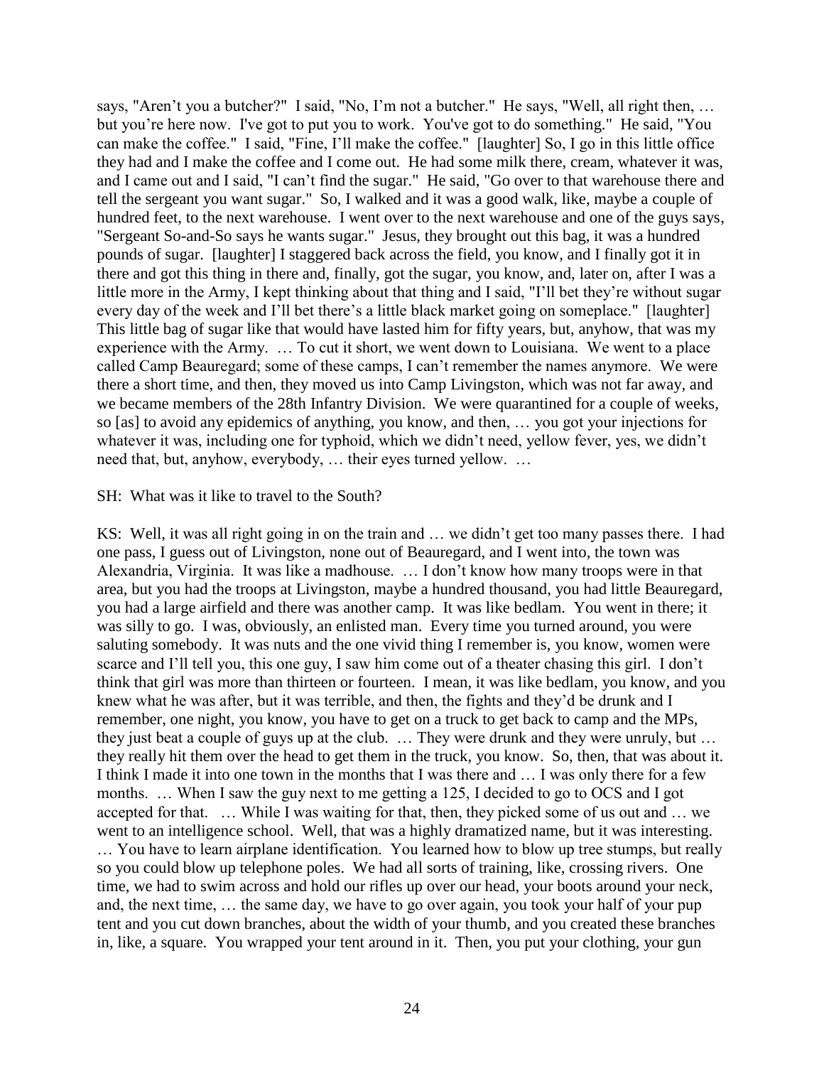says, "Aren't you a butcher?" I said, "No, I'm not a butcher." He says, "Well, all right then, … but you're here now. I've got to put you to work. You've got to do something." He said, "You can make the coffee." I said, "Fine, I'll make the coffee." [laughter] So, I go in this little office they had and I make the coffee and I come out. He had some milk there, cream, whatever it was, and I came out and I said, "I can't find the sugar." He said, "Go over to that warehouse there and tell the sergeant you want sugar." So, I walked and it was a good walk, like, maybe a couple of hundred feet, to the next warehouse. I went over to the next warehouse and one of the guys says, "Sergeant So-and-So says he wants sugar." Jesus, they brought out this bag, it was a hundred pounds of sugar. [laughter] I staggered back across the field, you know, and I finally got it in there and got this thing in there and, finally, got the sugar, you know, and, later on, after I was a little more in the Army, I kept thinking about that thing and I said, "I'll bet they're without sugar every day of the week and I'll bet there's a little black market going on someplace." [laughter] This little bag of sugar like that would have lasted him for fifty years, but, anyhow, that was my experience with the Army. … To cut it short, we went down to Louisiana. We went to a place called Camp Beauregard; some of these camps, I can't remember the names anymore. We were there a short time, and then, they moved us into Camp Livingston, which was not far away, and we became members of the 28th Infantry Division. We were quarantined for a couple of weeks, so [as] to avoid any epidemics of anything, you know, and then, … you got your injections for whatever it was, including one for typhoid, which we didn't need, yellow fever, yes, we didn't need that, but, anyhow, everybody, … their eyes turned yellow. …

SH: What was it like to travel to the South?

KS: Well, it was all right going in on the train and … we didn't get too many passes there. I had one pass, I guess out of Livingston, none out of Beauregard, and I went into, the town was Alexandria, Virginia. It was like a madhouse. … I don't know how many troops were in that area, but you had the troops at Livingston, maybe a hundred thousand, you had little Beauregard, you had a large airfield and there was another camp. It was like bedlam. You went in there; it was silly to go. I was, obviously, an enlisted man. Every time you turned around, you were saluting somebody. It was nuts and the one vivid thing I remember is, you know, women were scarce and I'll tell you, this one guy, I saw him come out of a theater chasing this girl. I don't think that girl was more than thirteen or fourteen. I mean, it was like bedlam, you know, and you knew what he was after, but it was terrible, and then, the fights and they'd be drunk and I remember, one night, you know, you have to get on a truck to get back to camp and the MPs, they just beat a couple of guys up at the club. … They were drunk and they were unruly, but … they really hit them over the head to get them in the truck, you know. So, then, that was about it. I think I made it into one town in the months that I was there and … I was only there for a few months. … When I saw the guy next to me getting a 125, I decided to go to OCS and I got accepted for that. … While I was waiting for that, then, they picked some of us out and … we went to an intelligence school. Well, that was a highly dramatized name, but it was interesting. … You have to learn airplane identification. You learned how to blow up tree stumps, but really so you could blow up telephone poles. We had all sorts of training, like, crossing rivers. One time, we had to swim across and hold our rifles up over our head, your boots around your neck, and, the next time, … the same day, we have to go over again, you took your half of your pup tent and you cut down branches, about the width of your thumb, and you created these branches in, like, a square. You wrapped your tent around in it. Then, you put your clothing, your gun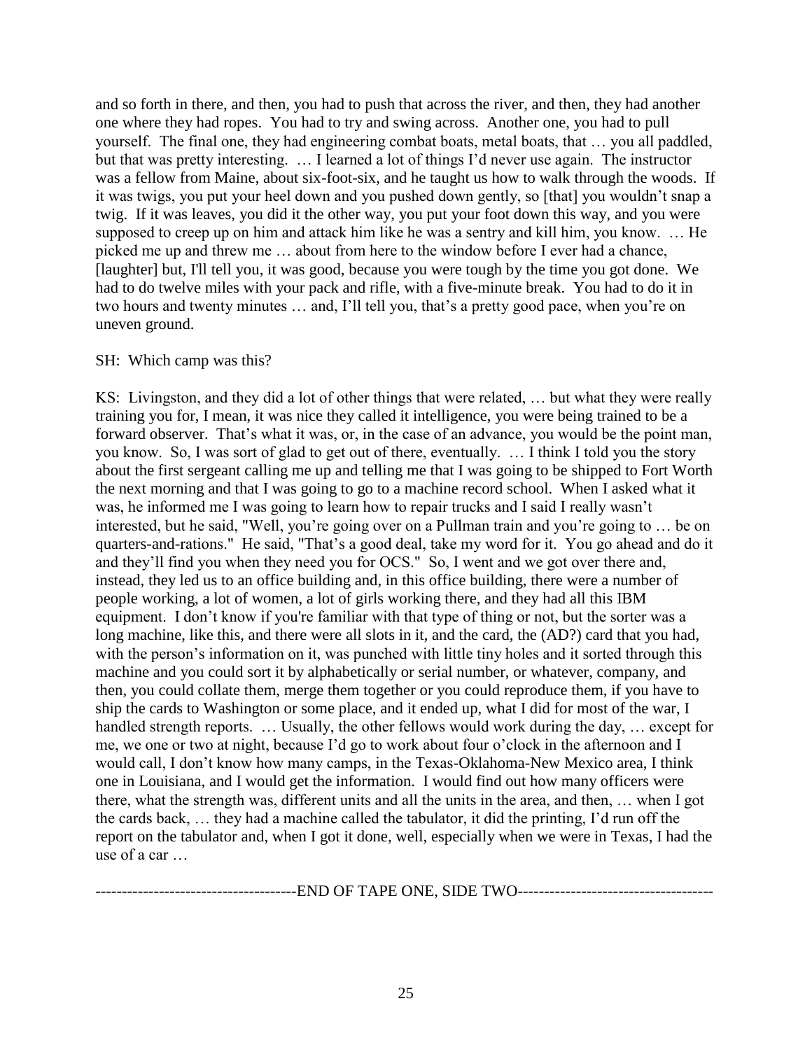and so forth in there, and then, you had to push that across the river, and then, they had another one where they had ropes. You had to try and swing across. Another one, you had to pull yourself. The final one, they had engineering combat boats, metal boats, that … you all paddled, but that was pretty interesting. … I learned a lot of things I'd never use again. The instructor was a fellow from Maine, about six-foot-six, and he taught us how to walk through the woods. If it was twigs, you put your heel down and you pushed down gently, so [that] you wouldn't snap a twig. If it was leaves, you did it the other way, you put your foot down this way, and you were supposed to creep up on him and attack him like he was a sentry and kill him, you know. … He picked me up and threw me … about from here to the window before I ever had a chance, [laughter] but, I'll tell you, it was good, because you were tough by the time you got done. We had to do twelve miles with your pack and rifle, with a five-minute break. You had to do it in two hours and twenty minutes … and, I'll tell you, that's a pretty good pace, when you're on uneven ground.

SH: Which camp was this?

KS: Livingston, and they did a lot of other things that were related, … but what they were really training you for, I mean, it was nice they called it intelligence, you were being trained to be a forward observer. That's what it was, or, in the case of an advance, you would be the point man, you know. So, I was sort of glad to get out of there, eventually. … I think I told you the story about the first sergeant calling me up and telling me that I was going to be shipped to Fort Worth the next morning and that I was going to go to a machine record school. When I asked what it was, he informed me I was going to learn how to repair trucks and I said I really wasn't interested, but he said, "Well, you're going over on a Pullman train and you're going to … be on quarters-and-rations." He said, "That's a good deal, take my word for it. You go ahead and do it and they'll find you when they need you for OCS." So, I went and we got over there and, instead, they led us to an office building and, in this office building, there were a number of people working, a lot of women, a lot of girls working there, and they had all this IBM equipment. I don't know if you're familiar with that type of thing or not, but the sorter was a long machine, like this, and there were all slots in it, and the card, the (AD?) card that you had, with the person's information on it, was punched with little tiny holes and it sorted through this machine and you could sort it by alphabetically or serial number, or whatever, company, and then, you could collate them, merge them together or you could reproduce them, if you have to ship the cards to Washington or some place, and it ended up, what I did for most of the war, I handled strength reports. … Usually, the other fellows would work during the day, … except for me, we one or two at night, because I'd go to work about four o'clock in the afternoon and I would call, I don't know how many camps, in the Texas-Oklahoma-New Mexico area, I think one in Louisiana, and I would get the information. I would find out how many officers were there, what the strength was, different units and all the units in the area, and then, … when I got the cards back, … they had a machine called the tabulator, it did the printing, I'd run off the report on the tabulator and, when I got it done, well, especially when we were in Texas, I had the use of a car …

-------------------------------------END OF TAPE ONE, SIDE TWO-------------------------------------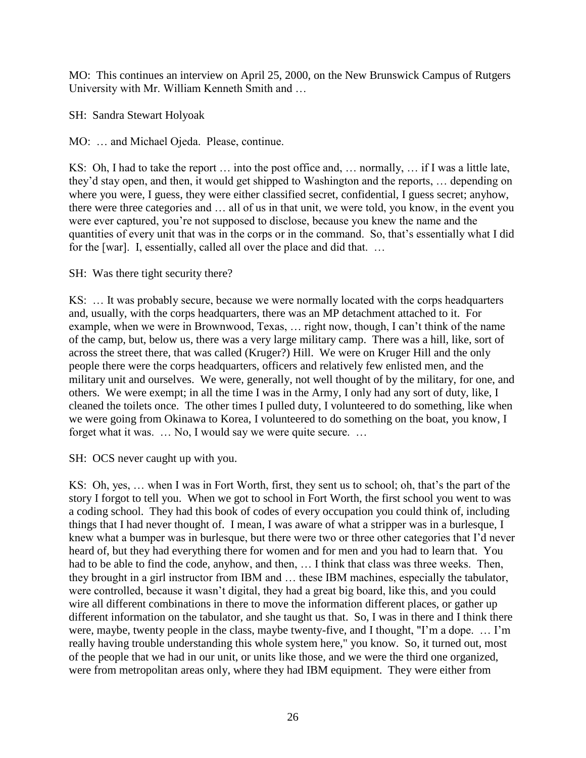MO: This continues an interview on April 25, 2000, on the New Brunswick Campus of Rutgers University with Mr. William Kenneth Smith and …

SH: Sandra Stewart Holyoak

MO: … and Michael Ojeda. Please, continue.

KS: Oh, I had to take the report … into the post office and, … normally, … if I was a little late, they'd stay open, and then, it would get shipped to Washington and the reports, … depending on where you were, I guess, they were either classified secret, confidential, I guess secret; anyhow, there were three categories and … all of us in that unit, we were told, you know, in the event you were ever captured, you're not supposed to disclose, because you knew the name and the quantities of every unit that was in the corps or in the command. So, that's essentially what I did for the [war]. I, essentially, called all over the place and did that. …

SH: Was there tight security there?

KS: … It was probably secure, because we were normally located with the corps headquarters and, usually, with the corps headquarters, there was an MP detachment attached to it. For example, when we were in Brownwood, Texas, … right now, though, I can't think of the name of the camp, but, below us, there was a very large military camp. There was a hill, like, sort of across the street there, that was called (Kruger?) Hill. We were on Kruger Hill and the only people there were the corps headquarters, officers and relatively few enlisted men, and the military unit and ourselves. We were, generally, not well thought of by the military, for one, and others. We were exempt; in all the time I was in the Army, I only had any sort of duty, like, I cleaned the toilets once. The other times I pulled duty, I volunteered to do something, like when we were going from Okinawa to Korea, I volunteered to do something on the boat, you know, I forget what it was. … No, I would say we were quite secure. …

SH: OCS never caught up with you.

KS: Oh, yes, … when I was in Fort Worth, first, they sent us to school; oh, that's the part of the story I forgot to tell you. When we got to school in Fort Worth, the first school you went to was a coding school. They had this book of codes of every occupation you could think of, including things that I had never thought of. I mean, I was aware of what a stripper was in a burlesque, I knew what a bumper was in burlesque, but there were two or three other categories that I'd never heard of, but they had everything there for women and for men and you had to learn that. You had to be able to find the code, anyhow, and then, … I think that class was three weeks. Then, they brought in a girl instructor from IBM and … these IBM machines, especially the tabulator, were controlled, because it wasn't digital, they had a great big board, like this, and you could wire all different combinations in there to move the information different places, or gather up different information on the tabulator, and she taught us that. So, I was in there and I think there were, maybe, twenty people in the class, maybe twenty-five, and I thought, "I'm a dope. … I'm really having trouble understanding this whole system here," you know. So, it turned out, most of the people that we had in our unit, or units like those, and we were the third one organized, were from metropolitan areas only, where they had IBM equipment. They were either from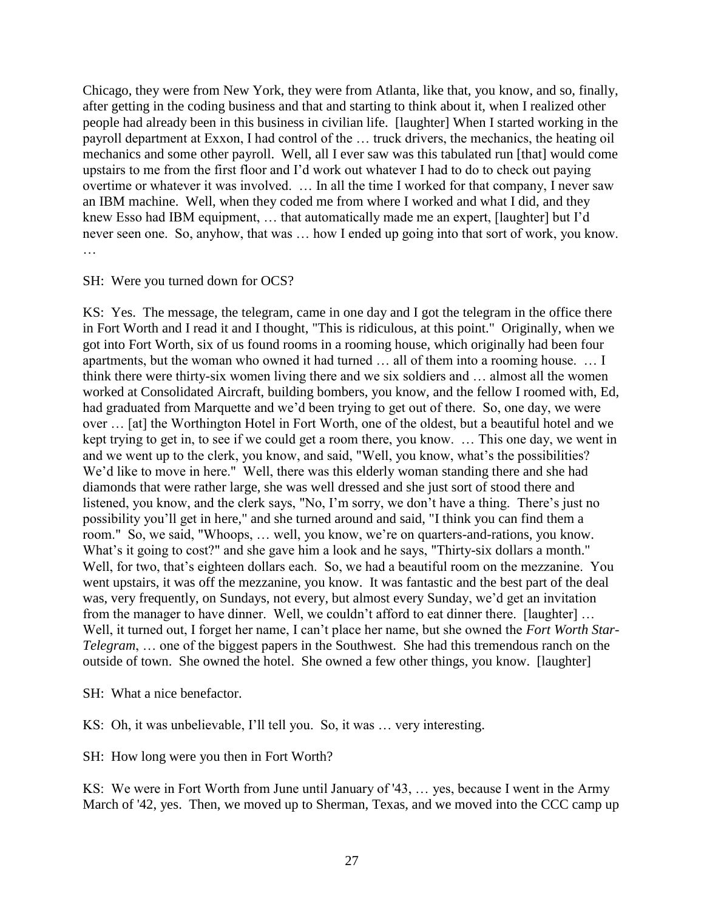Chicago, they were from New York, they were from Atlanta, like that, you know, and so, finally, after getting in the coding business and that and starting to think about it, when I realized other people had already been in this business in civilian life. [laughter] When I started working in the payroll department at Exxon, I had control of the … truck drivers, the mechanics, the heating oil mechanics and some other payroll. Well, all I ever saw was this tabulated run [that] would come upstairs to me from the first floor and I'd work out whatever I had to do to check out paying overtime or whatever it was involved. … In all the time I worked for that company, I never saw an IBM machine. Well, when they coded me from where I worked and what I did, and they knew Esso had IBM equipment, … that automatically made me an expert, [laughter] but I'd never seen one. So, anyhow, that was … how I ended up going into that sort of work, you know. …

SH: Were you turned down for OCS?

KS: Yes. The message, the telegram, came in one day and I got the telegram in the office there in Fort Worth and I read it and I thought, "This is ridiculous, at this point." Originally, when we got into Fort Worth, six of us found rooms in a rooming house, which originally had been four apartments, but the woman who owned it had turned … all of them into a rooming house. … I think there were thirty-six women living there and we six soldiers and … almost all the women worked at Consolidated Aircraft, building bombers, you know, and the fellow I roomed with, Ed, had graduated from Marquette and we'd been trying to get out of there. So, one day, we were over … [at] the Worthington Hotel in Fort Worth, one of the oldest, but a beautiful hotel and we kept trying to get in, to see if we could get a room there, you know. … This one day, we went in and we went up to the clerk, you know, and said, "Well, you know, what's the possibilities? We'd like to move in here." Well, there was this elderly woman standing there and she had diamonds that were rather large, she was well dressed and she just sort of stood there and listened, you know, and the clerk says, "No, I'm sorry, we don't have a thing. There's just no possibility you'll get in here," and she turned around and said, "I think you can find them a room." So, we said, "Whoops, … well, you know, we're on quarters-and-rations, you know. What's it going to cost?" and she gave him a look and he says, "Thirty-six dollars a month." Well, for two, that's eighteen dollars each. So, we had a beautiful room on the mezzanine. You went upstairs, it was off the mezzanine, you know. It was fantastic and the best part of the deal was, very frequently, on Sundays, not every, but almost every Sunday, we'd get an invitation from the manager to have dinner. Well, we couldn't afford to eat dinner there. [laughter] … Well, it turned out, I forget her name, I can't place her name, but she owned the *Fort Worth Star-Telegram*, … one of the biggest papers in the Southwest. She had this tremendous ranch on the outside of town. She owned the hotel. She owned a few other things, you know. [laughter]

SH: What a nice benefactor.

KS: Oh, it was unbelievable, I'll tell you. So, it was … very interesting.

SH: How long were you then in Fort Worth?

KS: We were in Fort Worth from June until January of '43, … yes, because I went in the Army March of '42, yes. Then, we moved up to Sherman, Texas, and we moved into the CCC camp up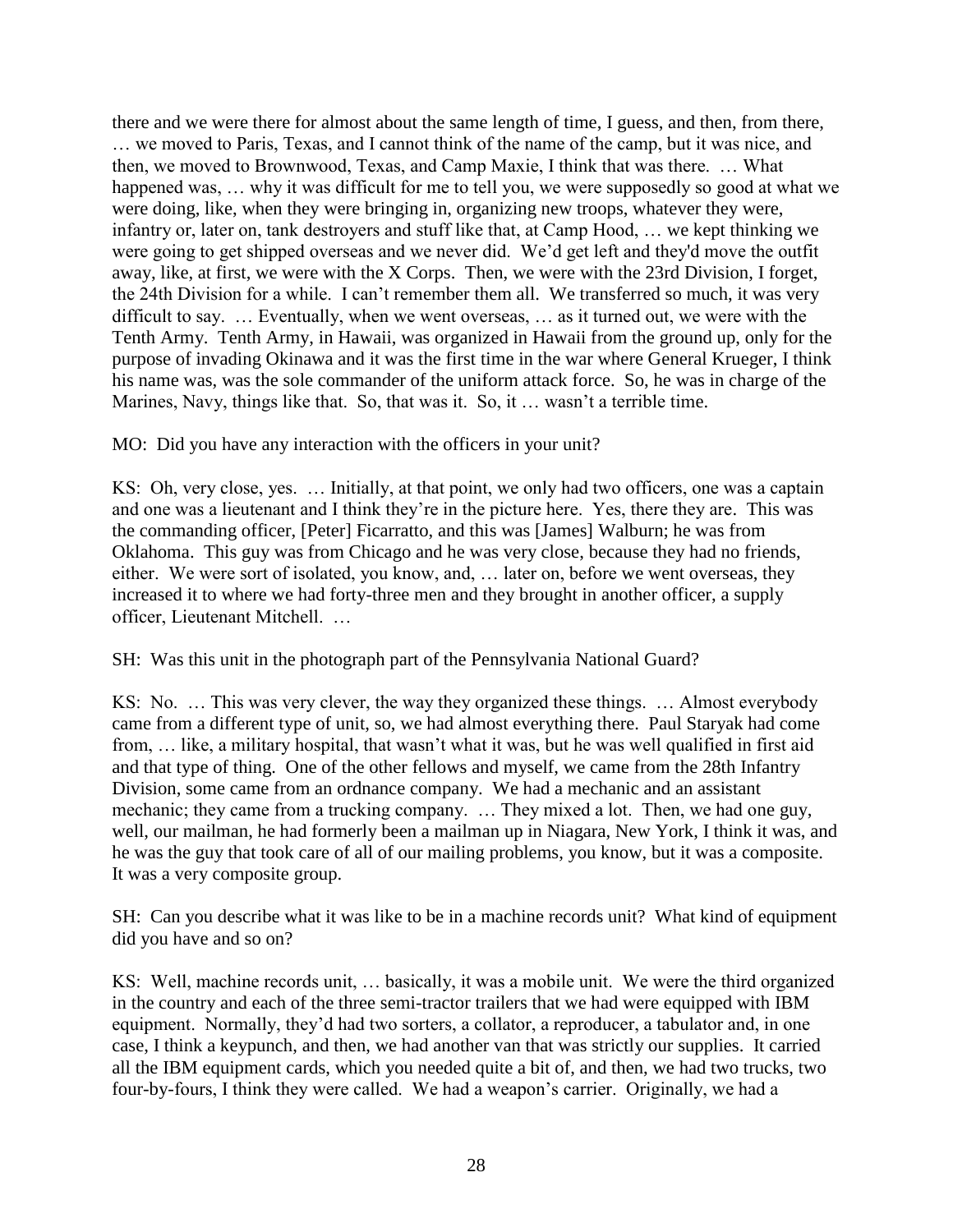there and we were there for almost about the same length of time, I guess, and then, from there, … we moved to Paris, Texas, and I cannot think of the name of the camp, but it was nice, and then, we moved to Brownwood, Texas, and Camp Maxie, I think that was there. … What happened was, … why it was difficult for me to tell you, we were supposedly so good at what we were doing, like, when they were bringing in, organizing new troops, whatever they were, infantry or, later on, tank destroyers and stuff like that, at Camp Hood, … we kept thinking we were going to get shipped overseas and we never did. We'd get left and they'd move the outfit away, like, at first, we were with the X Corps. Then, we were with the 23rd Division, I forget, the 24th Division for a while. I can't remember them all. We transferred so much, it was very difficult to say. … Eventually, when we went overseas, … as it turned out, we were with the Tenth Army. Tenth Army, in Hawaii, was organized in Hawaii from the ground up, only for the purpose of invading Okinawa and it was the first time in the war where General Krueger, I think his name was, was the sole commander of the uniform attack force. So, he was in charge of the Marines, Navy, things like that. So, that was it. So, it … wasn't a terrible time.

MO: Did you have any interaction with the officers in your unit?

KS: Oh, very close, yes. … Initially, at that point, we only had two officers, one was a captain and one was a lieutenant and I think they're in the picture here. Yes, there they are. This was the commanding officer, [Peter] Ficarratto, and this was [James] Walburn; he was from Oklahoma. This guy was from Chicago and he was very close, because they had no friends, either. We were sort of isolated, you know, and, … later on, before we went overseas, they increased it to where we had forty-three men and they brought in another officer, a supply officer, Lieutenant Mitchell. …

SH: Was this unit in the photograph part of the Pennsylvania National Guard?

KS: No. … This was very clever, the way they organized these things. … Almost everybody came from a different type of unit, so, we had almost everything there. Paul Staryak had come from, … like, a military hospital, that wasn't what it was, but he was well qualified in first aid and that type of thing. One of the other fellows and myself, we came from the 28th Infantry Division, some came from an ordnance company. We had a mechanic and an assistant mechanic; they came from a trucking company. … They mixed a lot. Then, we had one guy, well, our mailman, he had formerly been a mailman up in Niagara, New York, I think it was, and he was the guy that took care of all of our mailing problems, you know, but it was a composite. It was a very composite group.

SH: Can you describe what it was like to be in a machine records unit? What kind of equipment did you have and so on?

KS: Well, machine records unit, … basically, it was a mobile unit. We were the third organized in the country and each of the three semi-tractor trailers that we had were equipped with IBM equipment. Normally, they'd had two sorters, a collator, a reproducer, a tabulator and, in one case, I think a keypunch, and then, we had another van that was strictly our supplies. It carried all the IBM equipment cards, which you needed quite a bit of, and then, we had two trucks, two four-by-fours, I think they were called. We had a weapon's carrier. Originally, we had a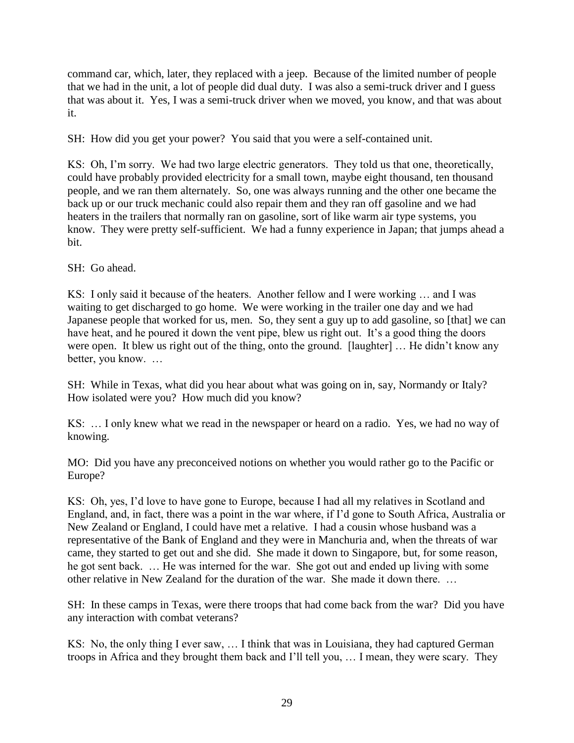command car, which, later, they replaced with a jeep. Because of the limited number of people that we had in the unit, a lot of people did dual duty. I was also a semi-truck driver and I guess that was about it. Yes, I was a semi-truck driver when we moved, you know, and that was about it.

SH: How did you get your power? You said that you were a self-contained unit.

KS: Oh, I'm sorry. We had two large electric generators. They told us that one, theoretically, could have probably provided electricity for a small town, maybe eight thousand, ten thousand people, and we ran them alternately. So, one was always running and the other one became the back up or our truck mechanic could also repair them and they ran off gasoline and we had heaters in the trailers that normally ran on gasoline, sort of like warm air type systems, you know. They were pretty self-sufficient. We had a funny experience in Japan; that jumps ahead a bit.

SH: Go ahead.

KS: I only said it because of the heaters. Another fellow and I were working … and I was waiting to get discharged to go home. We were working in the trailer one day and we had Japanese people that worked for us, men. So, they sent a guy up to add gasoline, so [that] we can have heat, and he poured it down the vent pipe, blew us right out. It's a good thing the doors were open. It blew us right out of the thing, onto the ground. [laughter] … He didn't know any better, you know. …

SH: While in Texas, what did you hear about what was going on in, say, Normandy or Italy? How isolated were you? How much did you know?

KS: … I only knew what we read in the newspaper or heard on a radio. Yes, we had no way of knowing.

MO: Did you have any preconceived notions on whether you would rather go to the Pacific or Europe?

KS: Oh, yes, I'd love to have gone to Europe, because I had all my relatives in Scotland and England, and, in fact, there was a point in the war where, if I'd gone to South Africa, Australia or New Zealand or England, I could have met a relative. I had a cousin whose husband was a representative of the Bank of England and they were in Manchuria and, when the threats of war came, they started to get out and she did. She made it down to Singapore, but, for some reason, he got sent back. … He was interned for the war. She got out and ended up living with some other relative in New Zealand for the duration of the war. She made it down there. …

SH: In these camps in Texas, were there troops that had come back from the war? Did you have any interaction with combat veterans?

KS: No, the only thing I ever saw, … I think that was in Louisiana, they had captured German troops in Africa and they brought them back and I'll tell you, … I mean, they were scary. They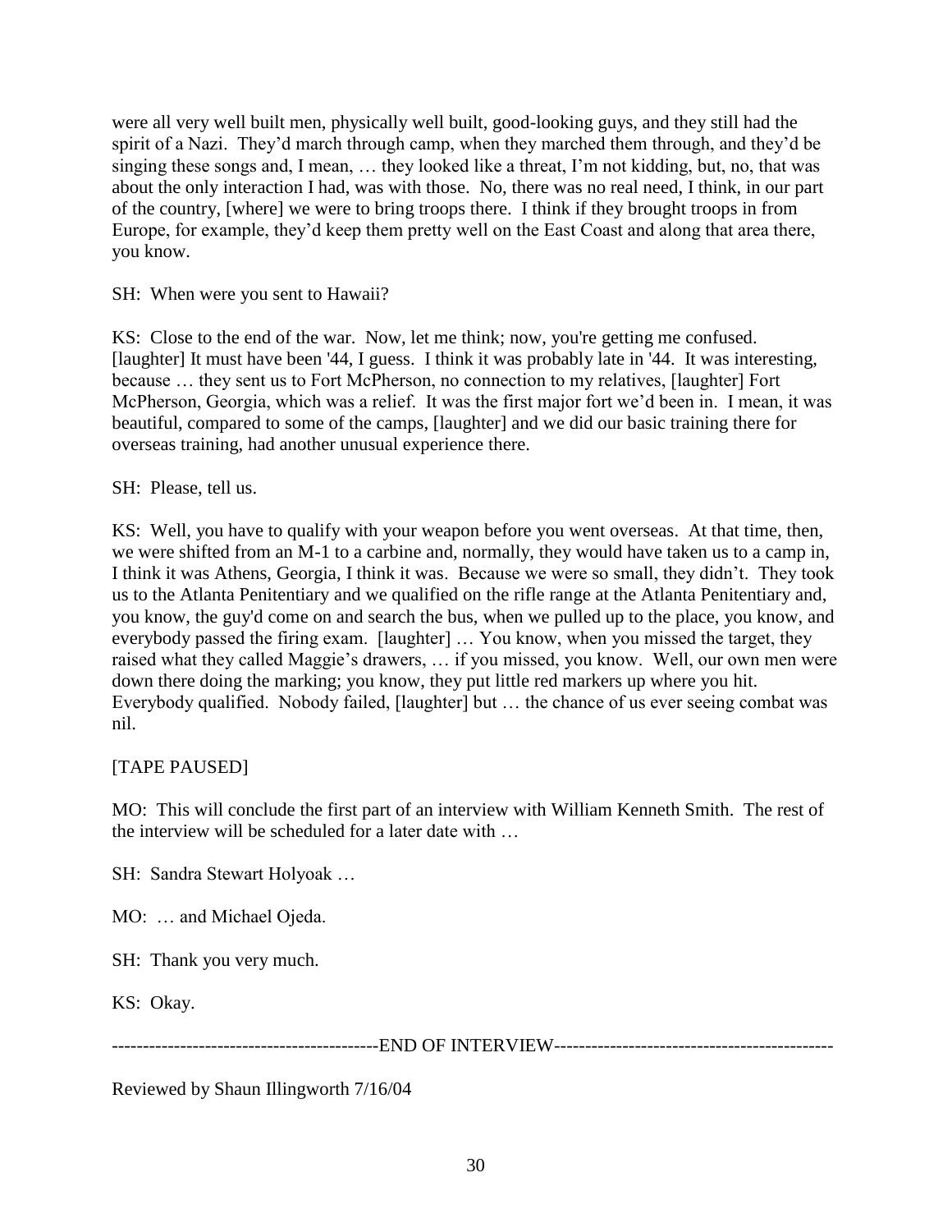were all very well built men, physically well built, good-looking guys, and they still had the spirit of a Nazi. They'd march through camp, when they marched them through, and they'd be singing these songs and, I mean, … they looked like a threat, I'm not kidding, but, no, that was about the only interaction I had, was with those. No, there was no real need, I think, in our part of the country, [where] we were to bring troops there. I think if they brought troops in from Europe, for example, they'd keep them pretty well on the East Coast and along that area there, you know.

SH: When were you sent to Hawaii?

KS: Close to the end of the war. Now, let me think; now, you're getting me confused. [laughter] It must have been '44, I guess. I think it was probably late in '44. It was interesting, because … they sent us to Fort McPherson, no connection to my relatives, [laughter] Fort McPherson, Georgia, which was a relief. It was the first major fort we'd been in. I mean, it was beautiful, compared to some of the camps, [laughter] and we did our basic training there for overseas training, had another unusual experience there.

SH: Please, tell us.

KS: Well, you have to qualify with your weapon before you went overseas. At that time, then, we were shifted from an M-1 to a carbine and, normally, they would have taken us to a camp in, I think it was Athens, Georgia, I think it was. Because we were so small, they didn't. They took us to the Atlanta Penitentiary and we qualified on the rifle range at the Atlanta Penitentiary and, you know, the guy'd come on and search the bus, when we pulled up to the place, you know, and everybody passed the firing exam. [laughter] … You know, when you missed the target, they raised what they called Maggie's drawers, … if you missed, you know. Well, our own men were down there doing the marking; you know, they put little red markers up where you hit. Everybody qualified. Nobody failed, [laughter] but … the chance of us ever seeing combat was nil.

[TAPE PAUSED]

MO: This will conclude the first part of an interview with William Kenneth Smith. The rest of the interview will be scheduled for a later date with …

SH: Sandra Stewart Holyoak …

MO: … and Michael Ojeda.

SH: Thank you very much.

KS: Okay.

-------------------------------------------END OF INTERVIEW--------------------------------------------

Reviewed by Shaun Illingworth 7/16/04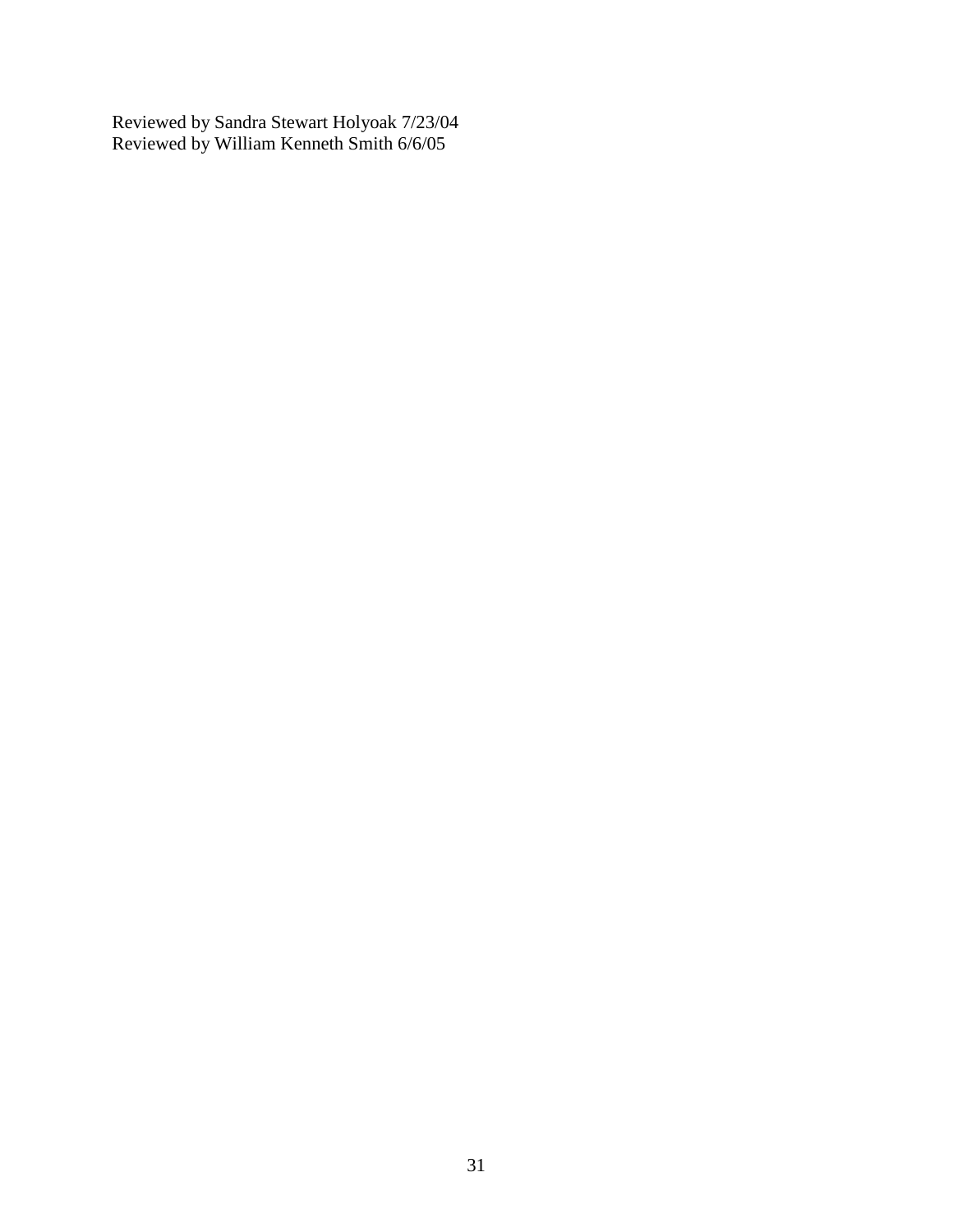Reviewed by Sandra Stewart Holyoak 7/23/04
Reviewed by William Kenneth Smith 6/6/05